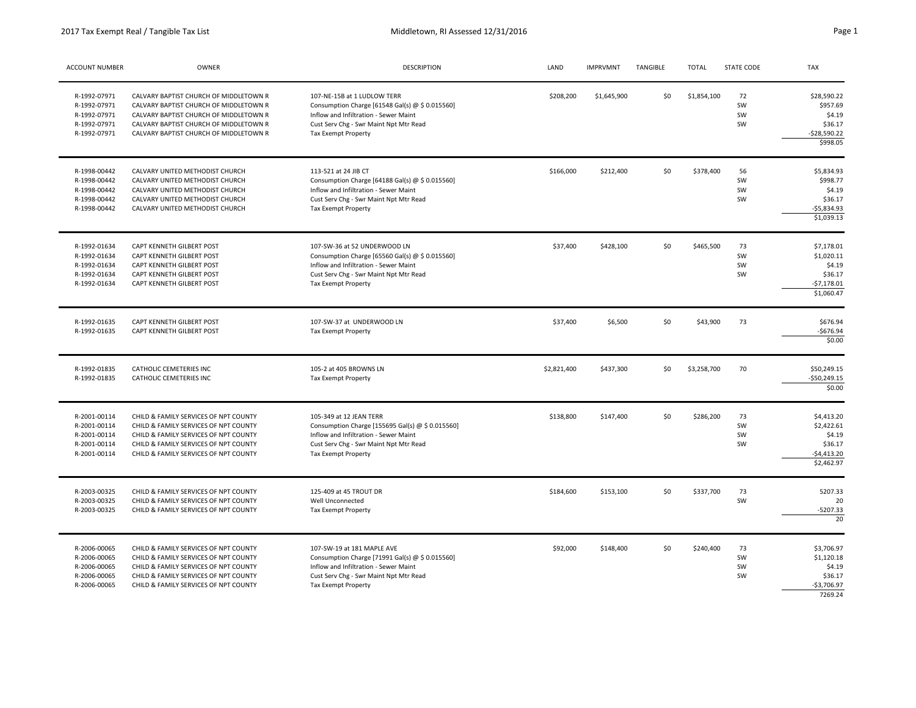| ACCOUNT NUMBER | OWNER | DESCRIPTION | LAND | IMPRVMNT | TANGIBLE | TOTAL | STATE CODE | TAX |
|---|---|---|---|---|---|---|---|---|
| R-1992-07971 | CALVARY BAPTIST CHURCH OF MIDDLETOWN R | 107-NE-15B at 1 LUDLOW TERR | $208,200 | $1,645,900 | $0 | $1,854,100 | 72 | $28,590.22 |
| R-1992-07971 | CALVARY BAPTIST CHURCH OF MIDDLETOWN R | Consumption Charge [61548 Gal(s) @ $ 0.015560] | | | | | SW | $957.69 |
| R-1992-07971 | CALVARY BAPTIST CHURCH OF MIDDLETOWN R | Inflow and Infiltration - Sewer Maint | | | | | SW | $4.19 |
| R-1992-07971 | CALVARY BAPTIST CHURCH OF MIDDLETOWN R | Cust Serv Chg - Swr Maint Npt Mtr Read | | | | | SW | $36.17 |
| R-1992-07971 | CALVARY BAPTIST CHURCH OF MIDDLETOWN R | Tax Exempt Property | | | | | | -$28,590.22 |
| | | | | | | | | $998.05 |
| R-1998-00442 | CALVARY UNITED METHODIST CHURCH | 113-521 at 24 JIB CT | $166,000 | $212,400 | $0 | $378,400 | 56 | $5,834.93 |
| R-1998-00442 | CALVARY UNITED METHODIST CHURCH | Consumption Charge [64188 Gal(s) @ $ 0.015560] | | | | | SW | $998.77 |
| R-1998-00442 | CALVARY UNITED METHODIST CHURCH | Inflow and Infiltration - Sewer Maint | | | | | SW | $4.19 |
| R-1998-00442 | CALVARY UNITED METHODIST CHURCH | Cust Serv Chg - Swr Maint Npt Mtr Read | | | | | SW | $36.17 |
| R-1998-00442 | CALVARY UNITED METHODIST CHURCH | Tax Exempt Property | | | | | | -$5,834.93 |
| | | | | | | | | $1,039.13 |
| R-1992-01634 | CAPT KENNETH GILBERT POST | 107-SW-36 at 52 UNDERWOOD LN | $37,400 | $428,100 | $0 | $465,500 | 73 | $7,178.01 |
| R-1992-01634 | CAPT KENNETH GILBERT POST | Consumption Charge [65560 Gal(s) @ $ 0.015560] | | | | | SW | $1,020.11 |
| R-1992-01634 | CAPT KENNETH GILBERT POST | Inflow and Infiltration - Sewer Maint | | | | | SW | $4.19 |
| R-1992-01634 | CAPT KENNETH GILBERT POST | Cust Serv Chg - Swr Maint Npt Mtr Read | | | | | SW | $36.17 |
| R-1992-01634 | CAPT KENNETH GILBERT POST | Tax Exempt Property | | | | | | -$7,178.01 |
| | | | | | | | | $1,060.47 |
| R-1992-01635 | CAPT KENNETH GILBERT POST | 107-SW-37 at UNDERWOOD LN | $37,400 | $6,500 | $0 | $43,900 | 73 | $676.94 |
| R-1992-01635 | CAPT KENNETH GILBERT POST | Tax Exempt Property | | | | | | -$676.94 |
| | | | | | | | | $0.00 |
| R-1992-01835 | CATHOLIC CEMETERIES INC | 105-2 at 405 BROWNS LN | $2,821,400 | $437,300 | $0 | $3,258,700 | 70 | $50,249.15 |
| R-1992-01835 | CATHOLIC CEMETERIES INC | Tax Exempt Property | | | | | | -$50,249.15 |
| | | | | | | | | $0.00 |
| R-2001-00114 | CHILD & FAMILY SERVICES OF NPT COUNTY | 105-349 at 12 JEAN TERR | $138,800 | $147,400 | $0 | $286,200 | 73 | $4,413.20 |
| R-2001-00114 | CHILD & FAMILY SERVICES OF NPT COUNTY | Consumption Charge [155695 Gal(s) @ $ 0.015560] | | | | | SW | $2,422.61 |
| R-2001-00114 | CHILD & FAMILY SERVICES OF NPT COUNTY | Inflow and Infiltration - Sewer Maint | | | | | SW | $4.19 |
| R-2001-00114 | CHILD & FAMILY SERVICES OF NPT COUNTY | Cust Serv Chg - Swr Maint Npt Mtr Read | | | | | SW | $36.17 |
| R-2001-00114 | CHILD & FAMILY SERVICES OF NPT COUNTY | Tax Exempt Property | | | | | | -$4,413.20 |
| | | | | | | | | $2,462.97 |
| R-2003-00325 | CHILD & FAMILY SERVICES OF NPT COUNTY | 125-409 at 45 TROUT DR | $184,600 | $153,100 | $0 | $337,700 | 73 | 5207.33 |
| R-2003-00325 | CHILD & FAMILY SERVICES OF NPT COUNTY | Well Unconnected | | | | | SW | 20 |
| R-2003-00325 | CHILD & FAMILY SERVICES OF NPT COUNTY | Tax Exempt Property | | | | | | -5207.33 |
| | | | | | | | | 20 |
| R-2006-00065 | CHILD & FAMILY SERVICES OF NPT COUNTY | 107-SW-19 at 181 MAPLE AVE | $92,000 | $148,400 | $0 | $240,400 | 73 | $3,706.97 |
| R-2006-00065 | CHILD & FAMILY SERVICES OF NPT COUNTY | Consumption Charge [71991 Gal(s) @ $ 0.015560] | | | | | SW | $1,120.18 |
| R-2006-00065 | CHILD & FAMILY SERVICES OF NPT COUNTY | Inflow and Infiltration - Sewer Maint | | | | | SW | $4.19 |
| R-2006-00065 | CHILD & FAMILY SERVICES OF NPT COUNTY | Cust Serv Chg - Swr Maint Npt Mtr Read | | | | | SW | $36.17 |
| R-2006-00065 | CHILD & FAMILY SERVICES OF NPT COUNTY | Tax Exempt Property | | | | | | -$3,706.97 |
| | | | | | | | | 7269.24 |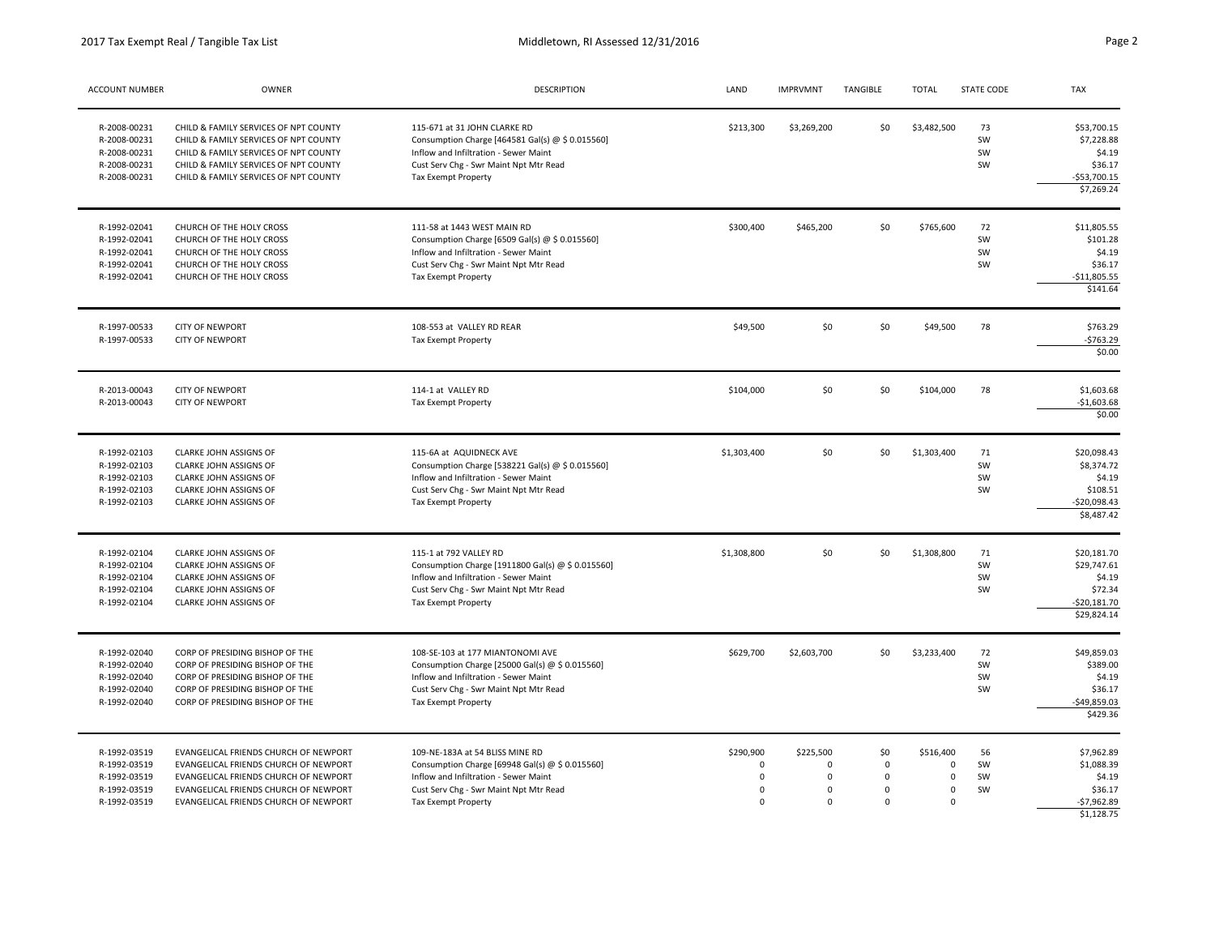| ACCOUNT NUMBER | OWNER | DESCRIPTION | LAND | IMPRVMNT | TANGIBLE | TOTAL | STATE CODE | TAX |
|---|---|---|---|---|---|---|---|---|
| R-2008-00231 | CHILD & FAMILY SERVICES OF NPT COUNTY | 115-671 at 31 JOHN CLARKE RD | $213,300 | $3,269,200 | $0 | $3,482,500 | 73 | $53,700.15 |
| R-2008-00231 | CHILD & FAMILY SERVICES OF NPT COUNTY | Consumption Charge [464581 Gal(s) @ $ 0.015560] | | | | | SW | $7,228.88 |
| R-2008-00231 | CHILD & FAMILY SERVICES OF NPT COUNTY | Inflow and Infiltration - Sewer Maint | | | | | SW | $4.19 |
| R-2008-00231 | CHILD & FAMILY SERVICES OF NPT COUNTY | Cust Serv Chg - Swr Maint Npt Mtr Read | | | | | SW | $36.17 |
| R-2008-00231 | CHILD & FAMILY SERVICES OF NPT COUNTY | Tax Exempt Property | | | | | | -$53,700.15 |
| | | | | | | | | $7,269.24 |
| R-1992-02041 | CHURCH OF THE HOLY CROSS | 111-58 at 1443 WEST MAIN RD | $300,400 | $465,200 | $0 | $765,600 | 72 | $11,805.55 |
| R-1992-02041 | CHURCH OF THE HOLY CROSS | Consumption Charge [6509 Gal(s) @ $ 0.015560] | | | | | SW | $101.28 |
| R-1992-02041 | CHURCH OF THE HOLY CROSS | Inflow and Infiltration - Sewer Maint | | | | | SW | $4.19 |
| R-1992-02041 | CHURCH OF THE HOLY CROSS | Cust Serv Chg - Swr Maint Npt Mtr Read | | | | | SW | $36.17 |
| R-1992-02041 | CHURCH OF THE HOLY CROSS | Tax Exempt Property | | | | | | -$11,805.55 |
| | | | | | | | | $141.64 |
| R-1997-00533 | CITY OF NEWPORT | 108-553 at VALLEY RD REAR | $49,500 | $0 | $0 | $49,500 | 78 | $763.29 |
| R-1997-00533 | CITY OF NEWPORT | Tax Exempt Property | | | | | | -$763.29 |
| | | | | | | | | $0.00 |
| R-2013-00043 | CITY OF NEWPORT | 114-1 at VALLEY RD | $104,000 | $0 | $0 | $104,000 | 78 | $1,603.68 |
| R-2013-00043 | CITY OF NEWPORT | Tax Exempt Property | | | | | | -$1,603.68 |
| | | | | | | | | $0.00 |
| R-1992-02103 | CLARKE JOHN ASSIGNS OF | 115-6A at AQUIDNECK AVE | $1,303,400 | $0 | $0 | $1,303,400 | 71 | $20,098.43 |
| R-1992-02103 | CLARKE JOHN ASSIGNS OF | Consumption Charge [538221 Gal(s) @ $ 0.015560] | | | | | SW | $8,374.72 |
| R-1992-02103 | CLARKE JOHN ASSIGNS OF | Inflow and Infiltration - Sewer Maint | | | | | SW | $4.19 |
| R-1992-02103 | CLARKE JOHN ASSIGNS OF | Cust Serv Chg - Swr Maint Npt Mtr Read | | | | | SW | $108.51 |
| R-1992-02103 | CLARKE JOHN ASSIGNS OF | Tax Exempt Property | | | | | | -$20,098.43 |
| | | | | | | | | $8,487.42 |
| R-1992-02104 | CLARKE JOHN ASSIGNS OF | 115-1 at 792 VALLEY RD | $1,308,800 | $0 | $0 | $1,308,800 | 71 | $20,181.70 |
| R-1992-02104 | CLARKE JOHN ASSIGNS OF | Consumption Charge [1911800 Gal(s) @ $ 0.015560] | | | | | SW | $29,747.61 |
| R-1992-02104 | CLARKE JOHN ASSIGNS OF | Inflow and Infiltration - Sewer Maint | | | | | SW | $4.19 |
| R-1992-02104 | CLARKE JOHN ASSIGNS OF | Cust Serv Chg - Swr Maint Npt Mtr Read | | | | | SW | $72.34 |
| R-1992-02104 | CLARKE JOHN ASSIGNS OF | Tax Exempt Property | | | | | | -$20,181.70 |
| | | | | | | | | $29,824.14 |
| R-1992-02040 | CORP OF PRESIDING BISHOP OF THE | 108-SE-103 at 177 MIANTONOMI AVE | $629,700 | $2,603,700 | $0 | $3,233,400 | 72 | $49,859.03 |
| R-1992-02040 | CORP OF PRESIDING BISHOP OF THE | Consumption Charge [25000 Gal(s) @ $ 0.015560] | | | | | SW | $389.00 |
| R-1992-02040 | CORP OF PRESIDING BISHOP OF THE | Inflow and Infiltration - Sewer Maint | | | | | SW | $4.19 |
| R-1992-02040 | CORP OF PRESIDING BISHOP OF THE | Cust Serv Chg - Swr Maint Npt Mtr Read | | | | | SW | $36.17 |
| R-1992-02040 | CORP OF PRESIDING BISHOP OF THE | Tax Exempt Property | | | | | | -$49,859.03 |
| | | | | | | | | $429.36 |
| R-1992-03519 | EVANGELICAL FRIENDS CHURCH OF NEWPORT | 109-NE-183A at 54 BLISS MINE RD | $290,900 | $225,500 | $0 | $516,400 | 56 | $7,962.89 |
| R-1992-03519 | EVANGELICAL FRIENDS CHURCH OF NEWPORT | Consumption Charge [69948 Gal(s) @ $ 0.015560] | 0 | 0 | 0 | 0 | SW | $1,088.39 |
| R-1992-03519 | EVANGELICAL FRIENDS CHURCH OF NEWPORT | Inflow and Infiltration - Sewer Maint | 0 | 0 | 0 | 0 | SW | $4.19 |
| R-1992-03519 | EVANGELICAL FRIENDS CHURCH OF NEWPORT | Cust Serv Chg - Swr Maint Npt Mtr Read | 0 | 0 | 0 | 0 | SW | $36.17 |
| R-1992-03519 | EVANGELICAL FRIENDS CHURCH OF NEWPORT | Tax Exempt Property | 0 | 0 | 0 | 0 | | -$7,962.89 |
| | | | | | | | | $1,128.75 |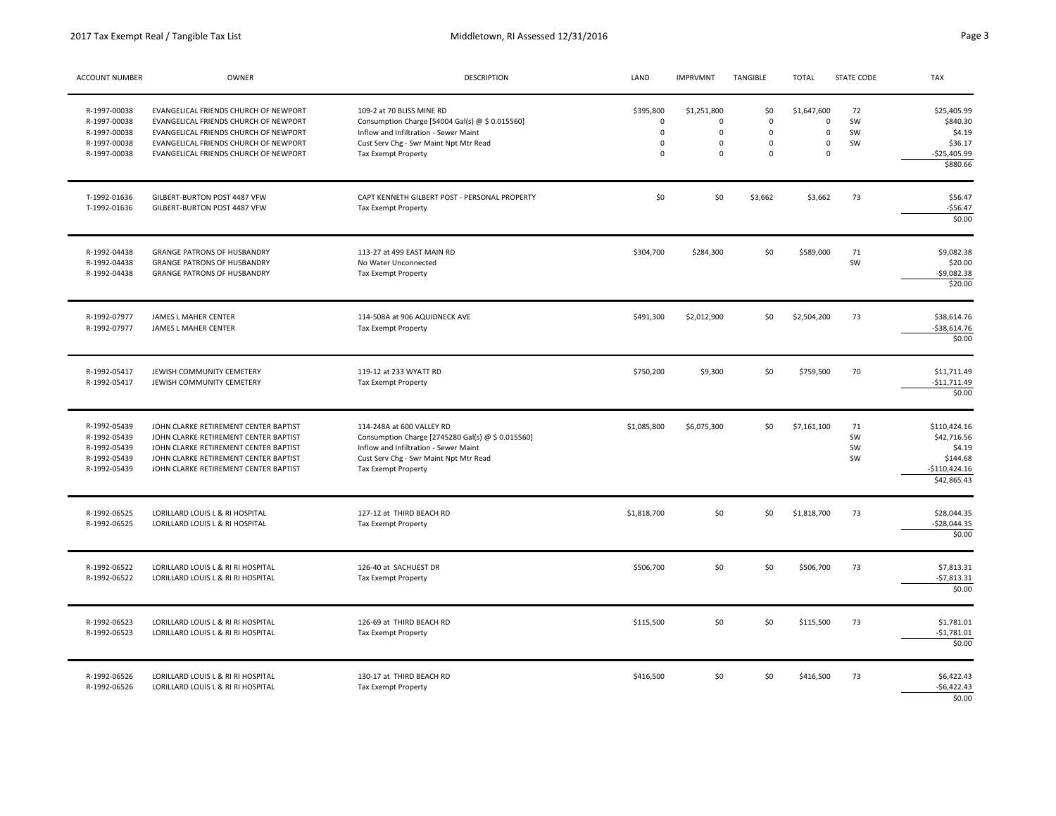| ACCOUNT NUMBER | OWNER | DESCRIPTION | LAND | IMPRVMNT | TANGIBLE | TOTAL | STATE CODE | TAX |
|---|---|---|---|---|---|---|---|---|
| R-1997-00038 | EVANGELICAL FRIENDS CHURCH OF NEWPORT | 109-2 at 70 BLISS MINE RD | $395,800 | $1,251,800 | $0 | $1,647,600 | 72 | $25,405.99 |
| R-1997-00038 | EVANGELICAL FRIENDS CHURCH OF NEWPORT | Consumption Charge [54004 Gal(s) @ $ 0.015560] | 0 | 0 | 0 | 0 | SW | $840.30 |
| R-1997-00038 | EVANGELICAL FRIENDS CHURCH OF NEWPORT | Inflow and Infiltration - Sewer Maint | 0 | 0 | 0 | 0 | SW | $4.19 |
| R-1997-00038 | EVANGELICAL FRIENDS CHURCH OF NEWPORT | Cust Serv Chg - Swr Maint Npt Mtr Read | 0 | 0 | 0 | 0 | SW | $36.17 |
| R-1997-00038 | EVANGELICAL FRIENDS CHURCH OF NEWPORT | Tax Exempt Property | 0 | 0 | 0 | 0 | | -$25,405.99 |
| | | | | | | | | $880.66 |
| T-1992-01636 | GILBERT-BURTON POST 4487 VFW | CAPT KENNETH GILBERT POST - PERSONAL PROPERTY | $0 | $0 | $3,662 | $3,662 | 73 | $56.47 |
| T-1992-01636 | GILBERT-BURTON POST 4487 VFW | Tax Exempt Property | | | | | | -$56.47 |
| | | | | | | | | $0.00 |
| R-1992-04438 | GRANGE PATRONS OF HUSBANDRY | 113-27 at 499 EAST MAIN RD | $304,700 | $284,300 | $0 | $589,000 | 71 | $9,082.38 |
| R-1992-04438 | GRANGE PATRONS OF HUSBANDRY | No Water Unconnected | | | | | SW | $20.00 |
| R-1992-04438 | GRANGE PATRONS OF HUSBANDRY | Tax Exempt Property | | | | | | -$9,082.38 |
| | | | | | | | | $20.00 |
| R-1992-07977 | JAMES L MAHER CENTER | 114-508A at 906 AQUIDNECK AVE | $491,300 | $2,012,900 | $0 | $2,504,200 | 73 | $38,614.76 |
| R-1992-07977 | JAMES L MAHER CENTER | Tax Exempt Property | | | | | | -$38,614.76 |
| | | | | | | | | $0.00 |
| R-1992-05417 | JEWISH COMMUNITY CEMETERY | 119-12 at 233 WYATT RD | $750,200 | $9,300 | $0 | $759,500 | 70 | $11,711.49 |
| R-1992-05417 | JEWISH COMMUNITY CEMETERY | Tax Exempt Property | | | | | | -$11,711.49 |
| | | | | | | | | $0.00 |
| R-1992-05439 | JOHN CLARKE RETIREMENT CENTER BAPTIST | 114-248A at 600 VALLEY RD | $1,085,800 | $6,075,300 | $0 | $7,161,100 | 71 | $110,424.16 |
| R-1992-05439 | JOHN CLARKE RETIREMENT CENTER BAPTIST | Consumption Charge [2745280 Gal(s) @ $ 0.015560] | | | | | SW | $42,716.56 |
| R-1992-05439 | JOHN CLARKE RETIREMENT CENTER BAPTIST | Inflow and Infiltration - Sewer Maint | | | | | SW | $4.19 |
| R-1992-05439 | JOHN CLARKE RETIREMENT CENTER BAPTIST | Cust Serv Chg - Swr Maint Npt Mtr Read | | | | | SW | $144.68 |
| R-1992-05439 | JOHN CLARKE RETIREMENT CENTER BAPTIST | Tax Exempt Property | | | | | | -$110,424.16 |
| | | | | | | | | $42,865.43 |
| R-1992-06525 | LORILLARD LOUIS L & RI HOSPITAL | 127-12 at THIRD BEACH RD | $1,818,700 | $0 | $0 | $1,818,700 | 73 | $28,044.35 |
| R-1992-06525 | LORILLARD LOUIS L & RI HOSPITAL | Tax Exempt Property | | | | | | -$28,044.35 |
| | | | | | | | | $0.00 |
| R-1992-06522 | LORILLARD LOUIS L & RI RI HOSPITAL | 126-40 at SACHUEST DR | $506,700 | $0 | $0 | $506,700 | 73 | $7,813.31 |
| R-1992-06522 | LORILLARD LOUIS L & RI RI HOSPITAL | Tax Exempt Property | | | | | | -$7,813.31 |
| | | | | | | | | $0.00 |
| R-1992-06523 | LORILLARD LOUIS L & RI RI HOSPITAL | 126-69 at THIRD BEACH RD | $115,500 | $0 | $0 | $115,500 | 73 | $1,781.01 |
| R-1992-06523 | LORILLARD LOUIS L & RI RI HOSPITAL | Tax Exempt Property | | | | | | -$1,781.01 |
| | | | | | | | | $0.00 |
| R-1992-06526 | LORILLARD LOUIS L & RI RI HOSPITAL | 130-17 at THIRD BEACH RD | $416,500 | $0 | $0 | $416,500 | 73 | $6,422.43 |
| R-1992-06526 | LORILLARD LOUIS L & RI RI HOSPITAL | Tax Exempt Property | | | | | | -$6,422.43 |
| | | | | | | | | $0.00 |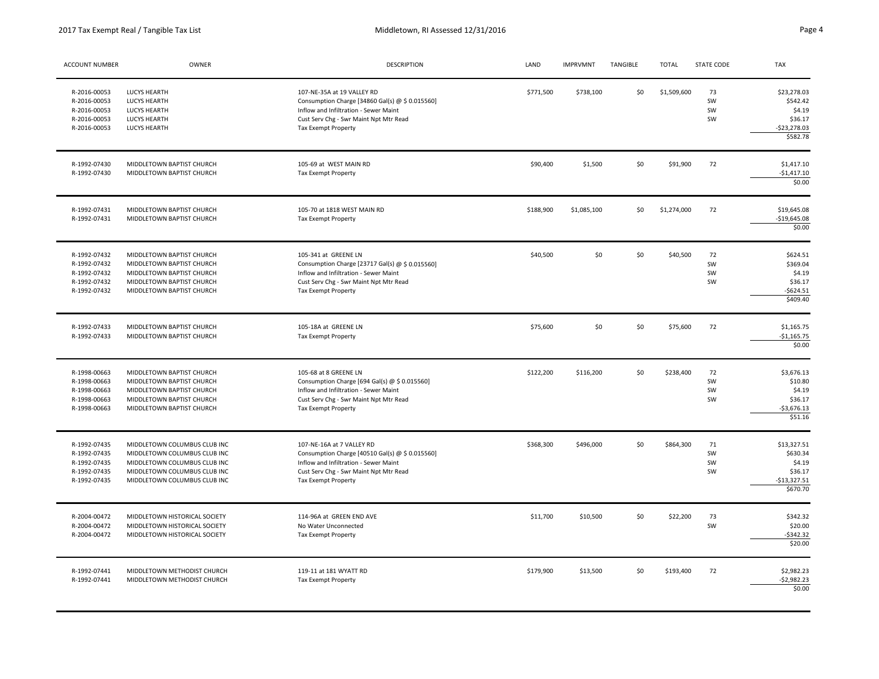| ACCOUNT NUMBER | OWNER | DESCRIPTION | LAND | IMPRVMNT | TANGIBLE | TOTAL | STATE CODE | TAX |
|---|---|---|---|---|---|---|---|---|
| R-2016-00053 | LUCYS HEARTH | 107-NE-35A at 19 VALLEY RD | $771,500 | $738,100 | $0 | $1,509,600 | 73 | $23,278.03 |
| R-2016-00053 | LUCYS HEARTH | Consumption Charge [34860 Gal(s) @ $ 0.015560] | | | | | SW | $542.42 |
| R-2016-00053 | LUCYS HEARTH | Inflow and Infiltration - Sewer Maint | | | | | SW | $4.19 |
| R-2016-00053 | LUCYS HEARTH | Cust Serv Chg - Swr Maint Npt Mtr Read | | | | | SW | $36.17 |
| R-2016-00053 | LUCYS HEARTH | Tax Exempt Property | | | | | | -$23,278.03 |
| | | | | | | | | $582.78 |
| R-1992-07430 | MIDDLETOWN BAPTIST CHURCH | 105-69 at WEST MAIN RD | $90,400 | $1,500 | $0 | $91,900 | 72 | $1,417.10 |
| R-1992-07430 | MIDDLETOWN BAPTIST CHURCH | Tax Exempt Property | | | | | | -$1,417.10 |
| | | | | | | | | $0.00 |
| R-1992-07431 | MIDDLETOWN BAPTIST CHURCH | 105-70 at 1818 WEST MAIN RD | $188,900 | $1,085,100 | $0 | $1,274,000 | 72 | $19,645.08 |
| R-1992-07431 | MIDDLETOWN BAPTIST CHURCH | Tax Exempt Property | | | | | | -$19,645.08 |
| | | | | | | | | $0.00 |
| R-1992-07432 | MIDDLETOWN BAPTIST CHURCH | 105-341 at GREENE LN | $40,500 | $0 | $0 | $40,500 | 72 | $624.51 |
| R-1992-07432 | MIDDLETOWN BAPTIST CHURCH | Consumption Charge [23717 Gal(s) @ $ 0.015560] | | | | | SW | $369.04 |
| R-1992-07432 | MIDDLETOWN BAPTIST CHURCH | Inflow and Infiltration - Sewer Maint | | | | | SW | $4.19 |
| R-1992-07432 | MIDDLETOWN BAPTIST CHURCH | Cust Serv Chg - Swr Maint Npt Mtr Read | | | | | SW | $36.17 |
| R-1992-07432 | MIDDLETOWN BAPTIST CHURCH | Tax Exempt Property | | | | | | -$624.51 |
| | | | | | | | | $409.40 |
| R-1992-07433 | MIDDLETOWN BAPTIST CHURCH | 105-18A at GREENE LN | $75,600 | $0 | $0 | $75,600 | 72 | $1,165.75 |
| R-1992-07433 | MIDDLETOWN BAPTIST CHURCH | Tax Exempt Property | | | | | | -$1,165.75 |
| | | | | | | | | $0.00 |
| R-1998-00663 | MIDDLETOWN BAPTIST CHURCH | 105-68 at 8 GREENE LN | $122,200 | $116,200 | $0 | $238,400 | 72 | $3,676.13 |
| R-1998-00663 | MIDDLETOWN BAPTIST CHURCH | Consumption Charge [694 Gal(s) @ $ 0.015560] | | | | | SW | $10.80 |
| R-1998-00663 | MIDDLETOWN BAPTIST CHURCH | Inflow and Infiltration - Sewer Maint | | | | | SW | $4.19 |
| R-1998-00663 | MIDDLETOWN BAPTIST CHURCH | Cust Serv Chg - Swr Maint Npt Mtr Read | | | | | SW | $36.17 |
| R-1998-00663 | MIDDLETOWN BAPTIST CHURCH | Tax Exempt Property | | | | | | -$3,676.13 |
| | | | | | | | | $51.16 |
| R-1992-07435 | MIDDLETOWN COLUMBUS CLUB INC | 107-NE-16A at 7 VALLEY RD | $368,300 | $496,000 | $0 | $864,300 | 71 | $13,327.51 |
| R-1992-07435 | MIDDLETOWN COLUMBUS CLUB INC | Consumption Charge [40510 Gal(s) @ $ 0.015560] | | | | | SW | $630.34 |
| R-1992-07435 | MIDDLETOWN COLUMBUS CLUB INC | Inflow and Infiltration - Sewer Maint | | | | | SW | $4.19 |
| R-1992-07435 | MIDDLETOWN COLUMBUS CLUB INC | Cust Serv Chg - Swr Maint Npt Mtr Read | | | | | SW | $36.17 |
| R-1992-07435 | MIDDLETOWN COLUMBUS CLUB INC | Tax Exempt Property | | | | | | -$13,327.51 |
| | | | | | | | | $670.70 |
| R-2004-00472 | MIDDLETOWN HISTORICAL SOCIETY | 114-96A at GREEN END AVE | $11,700 | $10,500 | $0 | $22,200 | 73 | $342.32 |
| R-2004-00472 | MIDDLETOWN HISTORICAL SOCIETY | No Water Unconnected | | | | | SW | $20.00 |
| R-2004-00472 | MIDDLETOWN HISTORICAL SOCIETY | Tax Exempt Property | | | | | | -$342.32 |
| | | | | | | | | $20.00 |
| R-1992-07441 | MIDDLETOWN METHODIST CHURCH | 119-11 at 181 WYATT RD | $179,900 | $13,500 | $0 | $193,400 | 72 | $2,982.23 |
| R-1992-07441 | MIDDLETOWN METHODIST CHURCH | Tax Exempt Property | | | | | | -$2,982.23 |
| | | | | | | | | $0.00 |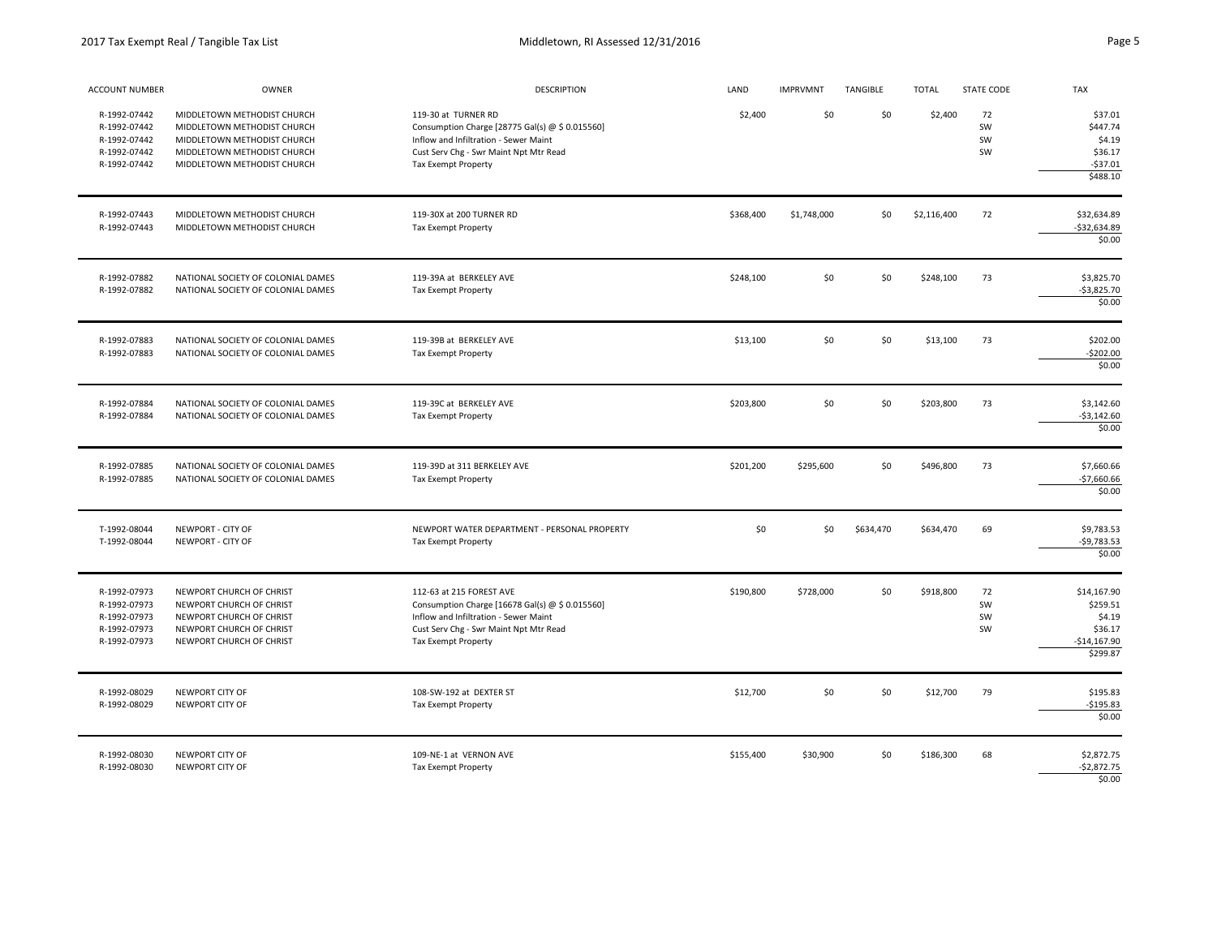| ACCOUNT NUMBER | OWNER | DESCRIPTION | LAND | IMPRVMNT | TANGIBLE | TOTAL | STATE CODE | TAX |
|---|---|---|---|---|---|---|---|---|
| R-1992-07442 | MIDDLETOWN METHODIST CHURCH | 119-30 at TURNER RD | $2,400 | $0 | $0 | $2,400 | 72 | $37.01 |
| R-1992-07442 | MIDDLETOWN METHODIST CHURCH | Consumption Charge [28775 Gal(s) @ $ 0.015560] | | | | | SW | $447.74 |
| R-1992-07442 | MIDDLETOWN METHODIST CHURCH | Inflow and Infiltration - Sewer Maint | | | | | SW | $4.19 |
| R-1992-07442 | MIDDLETOWN METHODIST CHURCH | Cust Serv Chg - Swr Maint Npt Mtr Read | | | | | SW | $36.17 |
| R-1992-07442 | MIDDLETOWN METHODIST CHURCH | Tax Exempt Property | | | | | | -$37.01 |
| | | | | | | | | $488.10 |
| R-1992-07443 | MIDDLETOWN METHODIST CHURCH | 119-30X at 200 TURNER RD | $368,400 | $1,748,000 | $0 | $2,116,400 | 72 | $32,634.89 |
| R-1992-07443 | MIDDLETOWN METHODIST CHURCH | Tax Exempt Property | | | | | | -$32,634.89 |
| | | | | | | | | $0.00 |
| R-1992-07882 | NATIONAL SOCIETY OF COLONIAL DAMES | 119-39A at BERKELEY AVE | $248,100 | $0 | $0 | $248,100 | 73 | $3,825.70 |
| R-1992-07882 | NATIONAL SOCIETY OF COLONIAL DAMES | Tax Exempt Property | | | | | | -$3,825.70 |
| | | | | | | | | $0.00 |
| R-1992-07883 | NATIONAL SOCIETY OF COLONIAL DAMES | 119-39B at BERKELEY AVE | $13,100 | $0 | $0 | $13,100 | 73 | $202.00 |
| R-1992-07883 | NATIONAL SOCIETY OF COLONIAL DAMES | Tax Exempt Property | | | | | | -$202.00 |
| | | | | | | | | $0.00 |
| R-1992-07884 | NATIONAL SOCIETY OF COLONIAL DAMES | 119-39C at BERKELEY AVE | $203,800 | $0 | $0 | $203,800 | 73 | $3,142.60 |
| R-1992-07884 | NATIONAL SOCIETY OF COLONIAL DAMES | Tax Exempt Property | | | | | | -$3,142.60 |
| | | | | | | | | $0.00 |
| R-1992-07885 | NATIONAL SOCIETY OF COLONIAL DAMES | 119-39D at 311 BERKELEY AVE | $201,200 | $295,600 | $0 | $496,800 | 73 | $7,660.66 |
| R-1992-07885 | NATIONAL SOCIETY OF COLONIAL DAMES | Tax Exempt Property | | | | | | -$7,660.66 |
| | | | | | | | | $0.00 |
| T-1992-08044 | NEWPORT - CITY OF | NEWPORT WATER DEPARTMENT - PERSONAL PROPERTY | $0 | $0 | $634,470 | $634,470 | 69 | $9,783.53 |
| T-1992-08044 | NEWPORT - CITY OF | Tax Exempt Property | | | | | | -$9,783.53 |
| | | | | | | | | $0.00 |
| R-1992-07973 | NEWPORT CHURCH OF CHRIST | 112-63 at 215 FOREST AVE | $190,800 | $728,000 | $0 | $918,800 | 72 | $14,167.90 |
| R-1992-07973 | NEWPORT CHURCH OF CHRIST | Consumption Charge [16678 Gal(s) @ $ 0.015560] | | | | | SW | $259.51 |
| R-1992-07973 | NEWPORT CHURCH OF CHRIST | Inflow and Infiltration - Sewer Maint | | | | | SW | $4.19 |
| R-1992-07973 | NEWPORT CHURCH OF CHRIST | Cust Serv Chg - Swr Maint Npt Mtr Read | | | | | SW | $36.17 |
| R-1992-07973 | NEWPORT CHURCH OF CHRIST | Tax Exempt Property | | | | | | -$14,167.90 |
| | | | | | | | | $299.87 |
| R-1992-08029 | NEWPORT CITY OF | 108-SW-192 at DEXTER ST | $12,700 | $0 | $0 | $12,700 | 79 | $195.83 |
| R-1992-08029 | NEWPORT CITY OF | Tax Exempt Property | | | | | | -$195.83 |
| | | | | | | | | $0.00 |
| R-1992-08030 | NEWPORT CITY OF | 109-NE-1 at VERNON AVE | $155,400 | $30,900 | $0 | $186,300 | 68 | $2,872.75 |
| R-1992-08030 | NEWPORT CITY OF | Tax Exempt Property | | | | | | -$2,872.75 |
| | | | | | | | | $0.00 |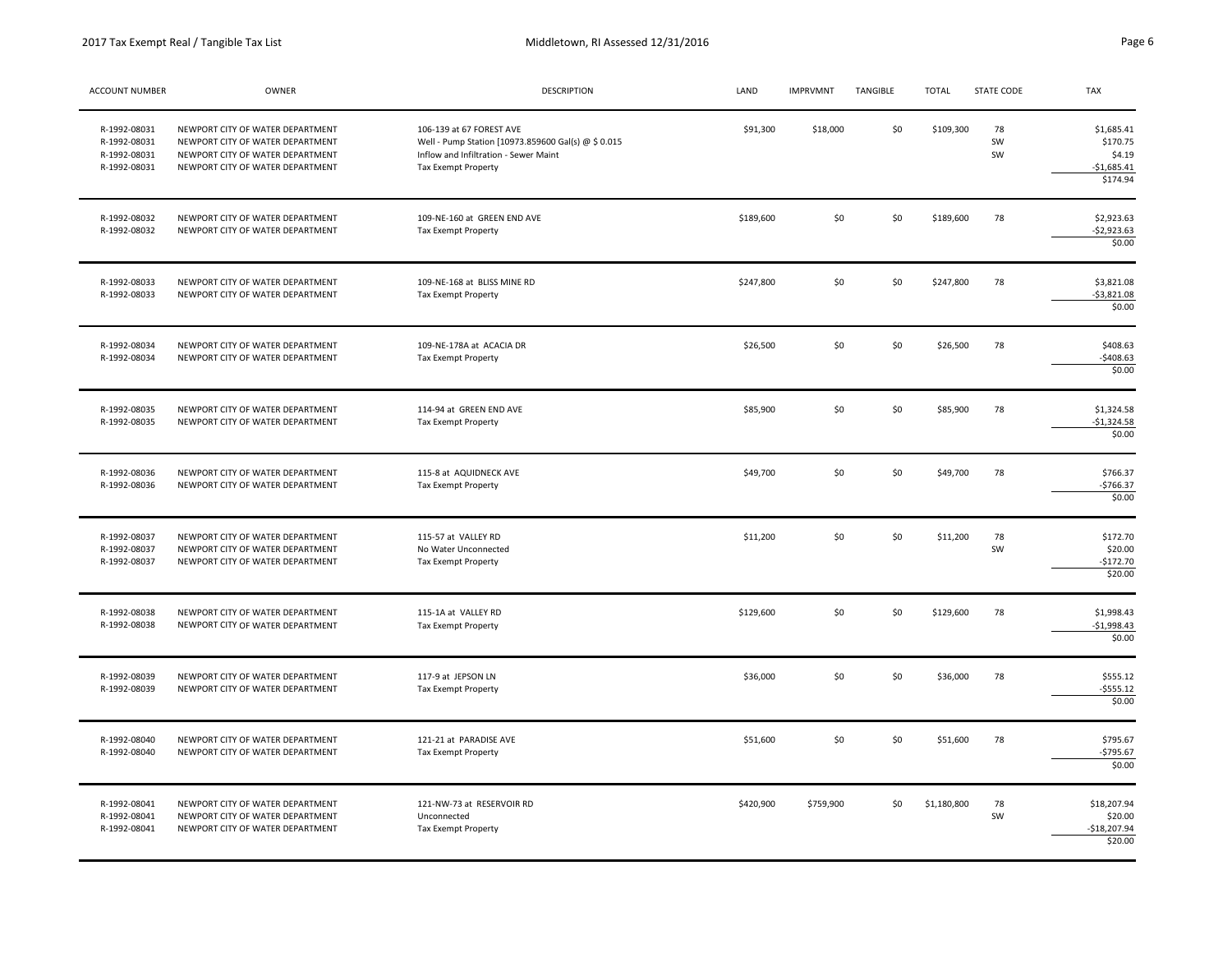| ACCOUNT NUMBER | OWNER | DESCRIPTION | LAND | IMPRVMNT | TANGIBLE | TOTAL | STATE CODE | TAX |
|---|---|---|---|---|---|---|---|---|
| R-1992-08031 | NEWPORT CITY OF WATER DEPARTMENT | 106-139 at 67 FOREST AVE | $91,300 | $18,000 | $0 | $109,300 | 78 | $1,685.41 |
| R-1992-08031 | NEWPORT CITY OF WATER DEPARTMENT | Well - Pump Station [10973.859600 Gal(s) @ $ 0.015 | | | | | SW | $170.75 |
| R-1992-08031 | NEWPORT CITY OF WATER DEPARTMENT | Inflow and Infiltration - Sewer Maint | | | | | SW | $4.19 |
| R-1992-08031 | NEWPORT CITY OF WATER DEPARTMENT | Tax Exempt Property | | | | | | -$1,685.41 |
| | | | | | | | | $174.94 |
| R-1992-08032 | NEWPORT CITY OF WATER DEPARTMENT | 109-NE-160 at GREEN END AVE | $189,600 | $0 | $0 | $189,600 | 78 | $2,923.63 |
| R-1992-08032 | NEWPORT CITY OF WATER DEPARTMENT | Tax Exempt Property | | | | | | -$2,923.63 |
| | | | | | | | | $0.00 |
| R-1992-08033 | NEWPORT CITY OF WATER DEPARTMENT | 109-NE-168 at BLISS MINE RD | $247,800 | $0 | $0 | $247,800 | 78 | $3,821.08 |
| R-1992-08033 | NEWPORT CITY OF WATER DEPARTMENT | Tax Exempt Property | | | | | | -$3,821.08 |
| | | | | | | | | $0.00 |
| R-1992-08034 | NEWPORT CITY OF WATER DEPARTMENT | 109-NE-178A at ACACIA DR | $26,500 | $0 | $0 | $26,500 | 78 | $408.63 |
| R-1992-08034 | NEWPORT CITY OF WATER DEPARTMENT | Tax Exempt Property | | | | | | -$408.63 |
| | | | | | | | | $0.00 |
| R-1992-08035 | NEWPORT CITY OF WATER DEPARTMENT | 114-94 at GREEN END AVE | $85,900 | $0 | $0 | $85,900 | 78 | $1,324.58 |
| R-1992-08035 | NEWPORT CITY OF WATER DEPARTMENT | Tax Exempt Property | | | | | | -$1,324.58 |
| | | | | | | | | $0.00 |
| R-1992-08036 | NEWPORT CITY OF WATER DEPARTMENT | 115-8 at AQUIDNECK AVE | $49,700 | $0 | $0 | $49,700 | 78 | $766.37 |
| R-1992-08036 | NEWPORT CITY OF WATER DEPARTMENT | Tax Exempt Property | | | | | | -$766.37 |
| | | | | | | | | $0.00 |
| R-1992-08037 | NEWPORT CITY OF WATER DEPARTMENT | 115-57 at VALLEY RD | $11,200 | $0 | $0 | $11,200 | 78 | $172.70 |
| R-1992-08037 | NEWPORT CITY OF WATER DEPARTMENT | No Water Unconnected | | | | | SW | $20.00 |
| R-1992-08037 | NEWPORT CITY OF WATER DEPARTMENT | Tax Exempt Property | | | | | | -$172.70 |
| | | | | | | | | $20.00 |
| R-1992-08038 | NEWPORT CITY OF WATER DEPARTMENT | 115-1A at VALLEY RD | $129,600 | $0 | $0 | $129,600 | 78 | $1,998.43 |
| R-1992-08038 | NEWPORT CITY OF WATER DEPARTMENT | Tax Exempt Property | | | | | | -$1,998.43 |
| | | | | | | | | $0.00 |
| R-1992-08039 | NEWPORT CITY OF WATER DEPARTMENT | 117-9 at JEPSON LN | $36,000 | $0 | $0 | $36,000 | 78 | $555.12 |
| R-1992-08039 | NEWPORT CITY OF WATER DEPARTMENT | Tax Exempt Property | | | | | | -$555.12 |
| | | | | | | | | $0.00 |
| R-1992-08040 | NEWPORT CITY OF WATER DEPARTMENT | 121-21 at PARADISE AVE | $51,600 | $0 | $0 | $51,600 | 78 | $795.67 |
| R-1992-08040 | NEWPORT CITY OF WATER DEPARTMENT | Tax Exempt Property | | | | | | -$795.67 |
| | | | | | | | | $0.00 |
| R-1992-08041 | NEWPORT CITY OF WATER DEPARTMENT | 121-NW-73 at RESERVOIR RD | $420,900 | $759,900 | $0 | $1,180,800 | 78 | $18,207.94 |
| R-1992-08041 | NEWPORT CITY OF WATER DEPARTMENT | Unconnected | | | | | SW | $20.00 |
| R-1992-08041 | NEWPORT CITY OF WATER DEPARTMENT | Tax Exempt Property | | | | | | -$18,207.94 |
| | | | | | | | | $20.00 |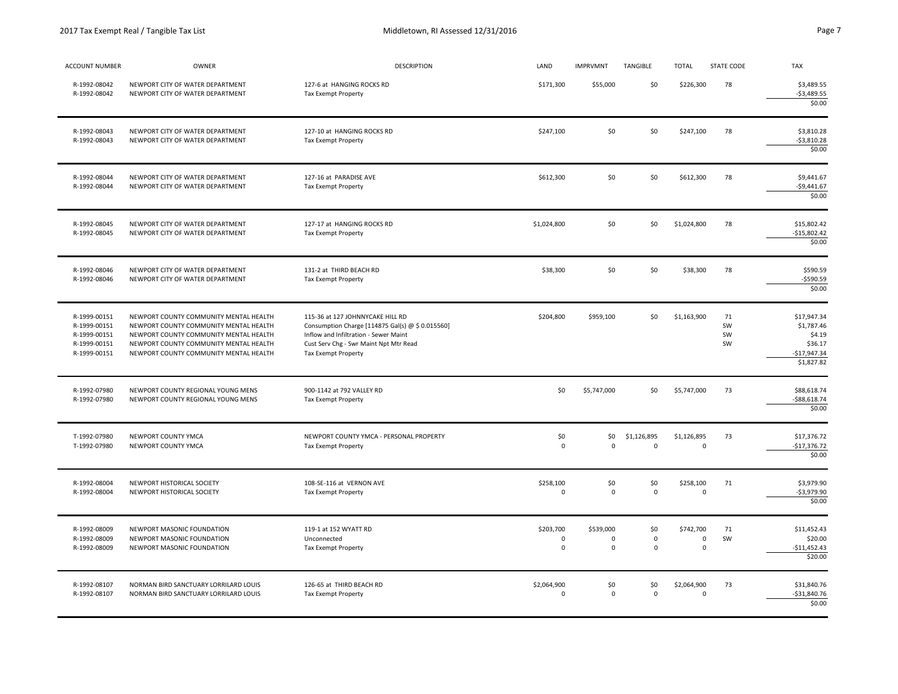| ACCOUNT NUMBER | OWNER | DESCRIPTION | LAND | IMPRVMNT | TANGIBLE | TOTAL | STATE CODE | TAX |
|---|---|---|---|---|---|---|---|---|
| R-1992-08042 | NEWPORT CITY OF WATER DEPARTMENT | 127-6 at HANGING ROCKS RD | $171,300 | $55,000 | $0 | $226,300 | 78 | $3,489.55 |
| R-1992-08042 | NEWPORT CITY OF WATER DEPARTMENT | Tax Exempt Property | | | | | | -$3,489.55 |
| | | | | | | | | $0.00 |
| R-1992-08043 | NEWPORT CITY OF WATER DEPARTMENT | 127-10 at HANGING ROCKS RD | $247,100 | $0 | $0 | $247,100 | 78 | $3,810.28 |
| R-1992-08043 | NEWPORT CITY OF WATER DEPARTMENT | Tax Exempt Property | | | | | | -$3,810.28 |
| | | | | | | | | $0.00 |
| R-1992-08044 | NEWPORT CITY OF WATER DEPARTMENT | 127-16 at PARADISE AVE | $612,300 | $0 | $0 | $612,300 | 78 | $9,441.67 |
| R-1992-08044 | NEWPORT CITY OF WATER DEPARTMENT | Tax Exempt Property | | | | | | -$9,441.67 |
| | | | | | | | | $0.00 |
| R-1992-08045 | NEWPORT CITY OF WATER DEPARTMENT | 127-17 at HANGING ROCKS RD | $1,024,800 | $0 | $0 | $1,024,800 | 78 | $15,802.42 |
| R-1992-08045 | NEWPORT CITY OF WATER DEPARTMENT | Tax Exempt Property | | | | | | -$15,802.42 |
| | | | | | | | | $0.00 |
| R-1992-08046 | NEWPORT CITY OF WATER DEPARTMENT | 131-2 at THIRD BEACH RD | $38,300 | $0 | $0 | $38,300 | 78 | $590.59 |
| R-1992-08046 | NEWPORT CITY OF WATER DEPARTMENT | Tax Exempt Property | | | | | | -$590.59 |
| | | | | | | | | $0.00 |
| R-1999-00151 | NEWPORT COUNTY COMMUNITY MENTAL HEALTH | 115-36 at 127 JOHNNYCAKE HILL RD | $204,800 | $959,100 | $0 | $1,163,900 | 71 | $17,947.34 |
| R-1999-00151 | NEWPORT COUNTY COMMUNITY MENTAL HEALTH | Consumption Charge [114875 Gal(s) @ $ 0.015560] | | | | | SW | $1,787.46 |
| R-1999-00151 | NEWPORT COUNTY COMMUNITY MENTAL HEALTH | Inflow and Infiltration - Sewer Maint | | | | | SW | $4.19 |
| R-1999-00151 | NEWPORT COUNTY COMMUNITY MENTAL HEALTH | Cust Serv Chg - Swr Maint Npt Mtr Read | | | | | SW | $36.17 |
| R-1999-00151 | NEWPORT COUNTY COMMUNITY MENTAL HEALTH | Tax Exempt Property | | | | | | -$17,947.34 |
| | | | | | | | | $1,827.82 |
| R-1992-07980 | NEWPORT COUNTY REGIONAL YOUNG MENS | 900-1142 at 792 VALLEY RD | $0 | $5,747,000 | $0 | $5,747,000 | 73 | $88,618.74 |
| R-1992-07980 | NEWPORT COUNTY REGIONAL YOUNG MENS | Tax Exempt Property | | | | | | -$88,618.74 |
| | | | | | | | | $0.00 |
| T-1992-07980 | NEWPORT COUNTY YMCA | NEWPORT COUNTY YMCA - PERSONAL PROPERTY | $0 | $0 | $1,126,895 | $1,126,895 | 73 | $17,376.72 |
| T-1992-07980 | NEWPORT COUNTY YMCA | Tax Exempt Property | 0 | 0 | 0 | 0 | | -$17,376.72 |
| | | | | | | | | $0.00 |
| R-1992-08004 | NEWPORT HISTORICAL SOCIETY | 108-SE-116 at VERNON AVE | $258,100 | $0 | $0 | $258,100 | 71 | $3,979.90 |
| R-1992-08004 | NEWPORT HISTORICAL SOCIETY | Tax Exempt Property | 0 | 0 | 0 | 0 | | -$3,979.90 |
| | | | | | | | | $0.00 |
| R-1992-08009 | NEWPORT MASONIC FOUNDATION | 119-1 at 152 WYATT RD | $203,700 | $539,000 | $0 | $742,700 | 71 | $11,452.43 |
| R-1992-08009 | NEWPORT MASONIC FOUNDATION | Unconnected | 0 | 0 | 0 | 0 | SW | $20.00 |
| R-1992-08009 | NEWPORT MASONIC FOUNDATION | Tax Exempt Property | 0 | 0 | 0 | 0 | | -$11,452.43 |
| | | | | | | | | $20.00 |
| R-1992-08107 | NORMAN BIRD SANCTUARY LORRILARD LOUIS | 126-65 at THIRD BEACH RD | $2,064,900 | $0 | $0 | $2,064,900 | 73 | $31,840.76 |
| R-1992-08107 | NORMAN BIRD SANCTUARY LORRILARD LOUIS | Tax Exempt Property | 0 | 0 | 0 | 0 | | -$31,840.76 |
| | | | | | | | | $0.00 |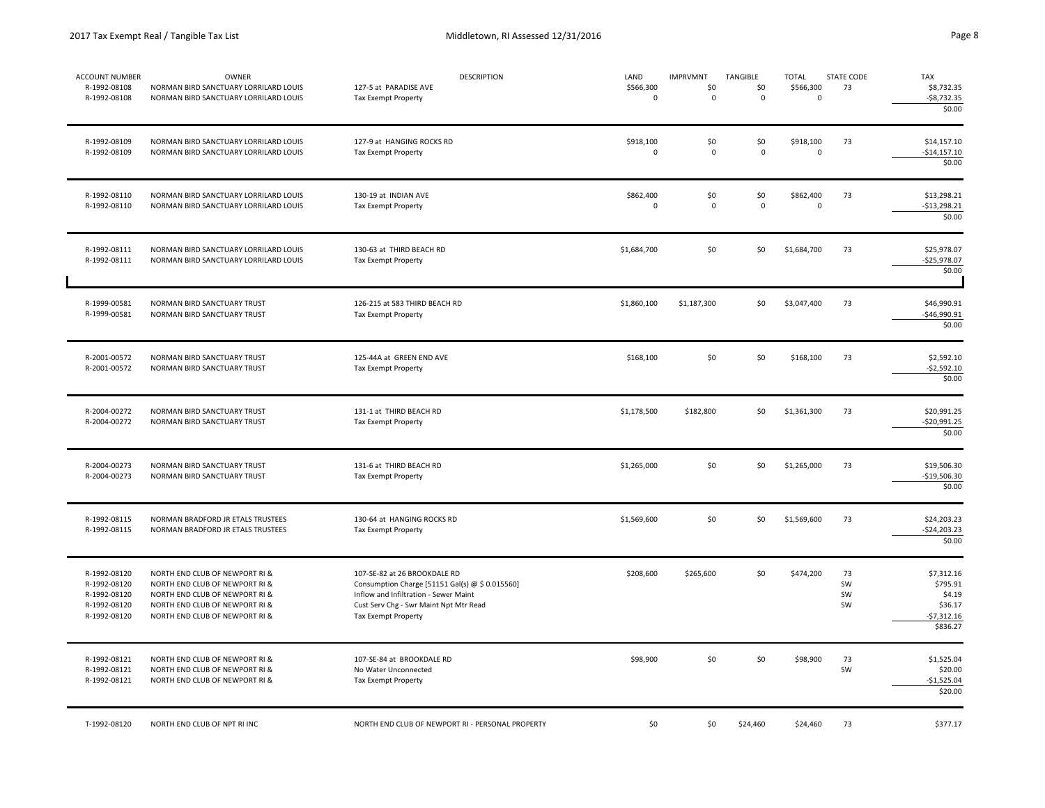| ACCOUNT NUMBER | OWNER | DESCRIPTION | LAND | IMPRVMNT | TANGIBLE | TOTAL | STATE CODE | TAX |
|---|---|---|---|---|---|---|---|---|
| R-1992-08108 | NORMAN BIRD SANCTUARY LORRILARD LOUIS | 127-5 at PARADISE AVE | $566,300 | $0 | $0 | $566,300 | 73 | $8,732.35 |
| R-1992-08108 | NORMAN BIRD SANCTUARY LORRILARD LOUIS | Tax Exempt Property | 0 | 0 | 0 | 0 | | -$8,732.35 |
| | | | | | | | | $0.00 |
| R-1992-08109 | NORMAN BIRD SANCTUARY LORRILARD LOUIS | 127-9 at HANGING ROCKS RD | $918,100 | $0 | $0 | $918,100 | 73 | $14,157.10 |
| R-1992-08109 | NORMAN BIRD SANCTUARY LORRILARD LOUIS | Tax Exempt Property | 0 | 0 | 0 | 0 | | -$14,157.10 |
| | | | | | | | | $0.00 |
| R-1992-08110 | NORMAN BIRD SANCTUARY LORRILARD LOUIS | 130-19 at INDIAN AVE | $862,400 | $0 | $0 | $862,400 | 73 | $13,298.21 |
| R-1992-08110 | NORMAN BIRD SANCTUARY LORRILARD LOUIS | Tax Exempt Property | 0 | 0 | 0 | 0 | | -$13,298.21 |
| | | | | | | | | $0.00 |
| R-1992-08111 | NORMAN BIRD SANCTUARY LORRILARD LOUIS | 130-63 at THIRD BEACH RD | $1,684,700 | $0 | $0 | $1,684,700 | 73 | $25,978.07 |
| R-1992-08111 | NORMAN BIRD SANCTUARY LORRILARD LOUIS | Tax Exempt Property | | | | | | -$25,978.07 |
| | | | | | | | | $0.00 |
| R-1999-00581 | NORMAN BIRD SANCTUARY TRUST | 126-215 at 583 THIRD BEACH RD | $1,860,100 | $1,187,300 | $0 | $3,047,400 | 73 | $46,990.91 |
| R-1999-00581 | NORMAN BIRD SANCTUARY TRUST | Tax Exempt Property | | | | | | -$46,990.91 |
| | | | | | | | | $0.00 |
| R-2001-00572 | NORMAN BIRD SANCTUARY TRUST | 125-44A at GREEN END AVE | $168,100 | $0 | $0 | $168,100 | 73 | $2,592.10 |
| R-2001-00572 | NORMAN BIRD SANCTUARY TRUST | Tax Exempt Property | | | | | | -$2,592.10 |
| | | | | | | | | $0.00 |
| R-2004-00272 | NORMAN BIRD SANCTUARY TRUST | 131-1 at THIRD BEACH RD | $1,178,500 | $182,800 | $0 | $1,361,300 | 73 | $20,991.25 |
| R-2004-00272 | NORMAN BIRD SANCTUARY TRUST | Tax Exempt Property | | | | | | -$20,991.25 |
| | | | | | | | | $0.00 |
| R-2004-00273 | NORMAN BIRD SANCTUARY TRUST | 131-6 at THIRD BEACH RD | $1,265,000 | $0 | $0 | $1,265,000 | 73 | $19,506.30 |
| R-2004-00273 | NORMAN BIRD SANCTUARY TRUST | Tax Exempt Property | | | | | | -$19,506.30 |
| | | | | | | | | $0.00 |
| R-1992-08115 | NORMAN BRADFORD JR ETALS TRUSTEES | 130-64 at HANGING ROCKS RD | $1,569,600 | $0 | $0 | $1,569,600 | 73 | $24,203.23 |
| R-1992-08115 | NORMAN BRADFORD JR ETALS TRUSTEES | Tax Exempt Property | | | | | | -$24,203.23 |
| | | | | | | | | $0.00 |
| R-1992-08120 | NORTH END CLUB OF NEWPORT RI & | 107-SE-82 at 26 BROOKDALE RD | $208,600 | $265,600 | $0 | $474,200 | 73 | $7,312.16 |
| R-1992-08120 | NORTH END CLUB OF NEWPORT RI & | Consumption Charge [51151 Gal(s) @ $ 0.015560] | | | | | SW | $795.91 |
| R-1992-08120 | NORTH END CLUB OF NEWPORT RI & | Inflow and Infiltration - Sewer Maint | | | | | SW | $4.19 |
| R-1992-08120 | NORTH END CLUB OF NEWPORT RI & | Cust Serv Chg - Swr Maint Npt Mtr Read | | | | | SW | $36.17 |
| R-1992-08120 | NORTH END CLUB OF NEWPORT RI & | Tax Exempt Property | | | | | | -$7,312.16 |
| | | | | | | | | $836.27 |
| R-1992-08121 | NORTH END CLUB OF NEWPORT RI & | 107-SE-84 at BROOKDALE RD | $98,900 | $0 | $0 | $98,900 | 73 | $1,525.04 |
| R-1992-08121 | NORTH END CLUB OF NEWPORT RI & | No Water Unconnected | | | | | SW | $20.00 |
| R-1992-08121 | NORTH END CLUB OF NEWPORT RI & | Tax Exempt Property | | | | | | -$1,525.04 |
| | | | | | | | | $20.00 |
| T-1992-08120 | NORTH END CLUB OF NPT RI INC | NORTH END CLUB OF NEWPORT RI - PERSONAL PROPERTY | $0 | $0 | $24,460 | $24,460 | 73 | $377.17 |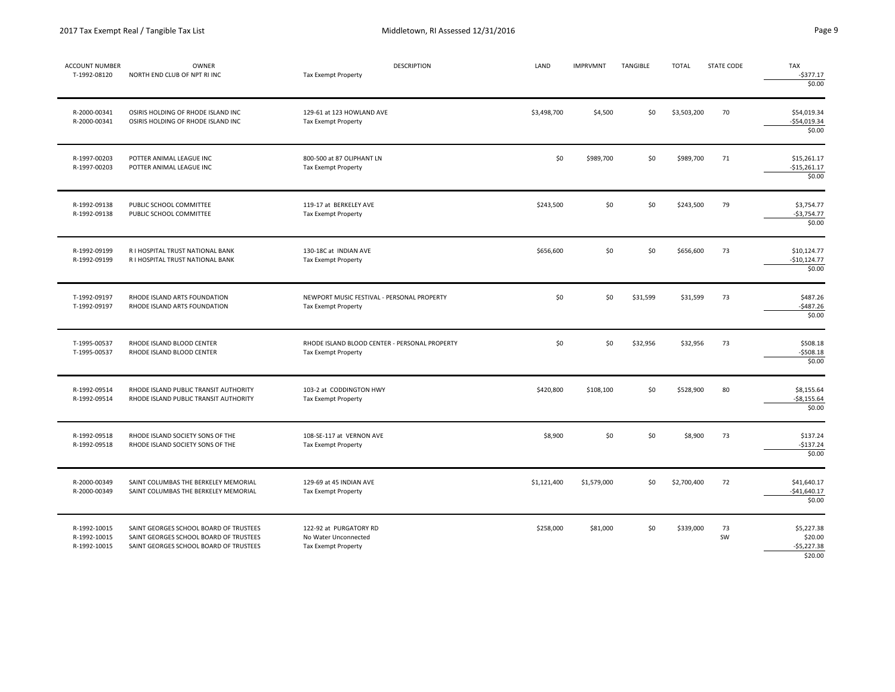| ACCOUNT NUMBER | OWNER | DESCRIPTION | LAND | IMPRVMNT | TANGIBLE | TOTAL | STATE CODE | TAX |
|---|---|---|---|---|---|---|---|---|
| T-1992-08120 | NORTH END CLUB OF NPT RI INC | Tax Exempt Property | | | | | | -$377.17 |
| | | | | | | | | $0.00 |
| R-2000-00341 | OSIRIS HOLDING OF RHODE ISLAND INC | 129-61 at 123 HOWLAND AVE | $3,498,700 | $4,500 | $0 | $3,503,200 | 70 | $54,019.34 |
| R-2000-00341 | OSIRIS HOLDING OF RHODE ISLAND INC | Tax Exempt Property | | | | | | -$54,019.34 |
| | | | | | | | | $0.00 |
| R-1997-00203 | POTTER ANIMAL LEAGUE INC | 800-500 at 87 OLIPHANT LN | $0 | $989,700 | $0 | $989,700 | 71 | $15,261.17 |
| R-1997-00203 | POTTER ANIMAL LEAGUE INC | Tax Exempt Property | | | | | | -$15,261.17 |
| | | | | | | | | $0.00 |
| R-1992-09138 | PUBLIC SCHOOL COMMITTEE | 119-17 at BERKELEY AVE | $243,500 | $0 | $0 | $243,500 | 79 | $3,754.77 |
| R-1992-09138 | PUBLIC SCHOOL COMMITTEE | Tax Exempt Property | | | | | | -$3,754.77 |
| | | | | | | | | $0.00 |
| R-1992-09199 | R I HOSPITAL TRUST NATIONAL BANK | 130-18C at INDIAN AVE | $656,600 | $0 | $0 | $656,600 | 73 | $10,124.77 |
| R-1992-09199 | R I HOSPITAL TRUST NATIONAL BANK | Tax Exempt Property | | | | | | -$10,124.77 |
| | | | | | | | | $0.00 |
| T-1992-09197 | RHODE ISLAND ARTS FOUNDATION | NEWPORT MUSIC FESTIVAL - PERSONAL PROPERTY | $0 | $0 | $31,599 | $31,599 | 73 | $487.26 |
| T-1992-09197 | RHODE ISLAND ARTS FOUNDATION | Tax Exempt Property | | | | | | -$487.26 |
| | | | | | | | | $0.00 |
| T-1995-00537 | RHODE ISLAND BLOOD CENTER | RHODE ISLAND BLOOD CENTER - PERSONAL PROPERTY | $0 | $0 | $32,956 | $32,956 | 73 | $508.18 |
| T-1995-00537 | RHODE ISLAND BLOOD CENTER | Tax Exempt Property | | | | | | -$508.18 |
| | | | | | | | | $0.00 |
| R-1992-09514 | RHODE ISLAND PUBLIC TRANSIT AUTHORITY | 103-2 at CODDINGTON HWY | $420,800 | $108,100 | $0 | $528,900 | 80 | $8,155.64 |
| R-1992-09514 | RHODE ISLAND PUBLIC TRANSIT AUTHORITY | Tax Exempt Property | | | | | | -$8,155.64 |
| | | | | | | | | $0.00 |
| R-1992-09518 | RHODE ISLAND SOCIETY SONS OF THE | 108-SE-117 at VERNON AVE | $8,900 | $0 | $0 | $8,900 | 73 | $137.24 |
| R-1992-09518 | RHODE ISLAND SOCIETY SONS OF THE | Tax Exempt Property | | | | | | -$137.24 |
| | | | | | | | | $0.00 |
| R-2000-00349 | SAINT COLUMBAS THE BERKELEY MEMORIAL | 129-69 at 45 INDIAN AVE | $1,121,400 | $1,579,000 | $0 | $2,700,400 | 72 | $41,640.17 |
| R-2000-00349 | SAINT COLUMBAS THE BERKELEY MEMORIAL | Tax Exempt Property | | | | | | -$41,640.17 |
| | | | | | | | | $0.00 |
| R-1992-10015 | SAINT GEORGES SCHOOL BOARD OF TRUSTEES | 122-92 at PURGATORY RD | $258,000 | $81,000 | $0 | $339,000 | 73 | $5,227.38 |
| R-1992-10015 | SAINT GEORGES SCHOOL BOARD OF TRUSTEES | No Water Unconnected | | | | | SW | $20.00 |
| R-1992-10015 | SAINT GEORGES SCHOOL BOARD OF TRUSTEES | Tax Exempt Property | | | | | | -$5,227.38 |
| | | | | | | | | $20.00 |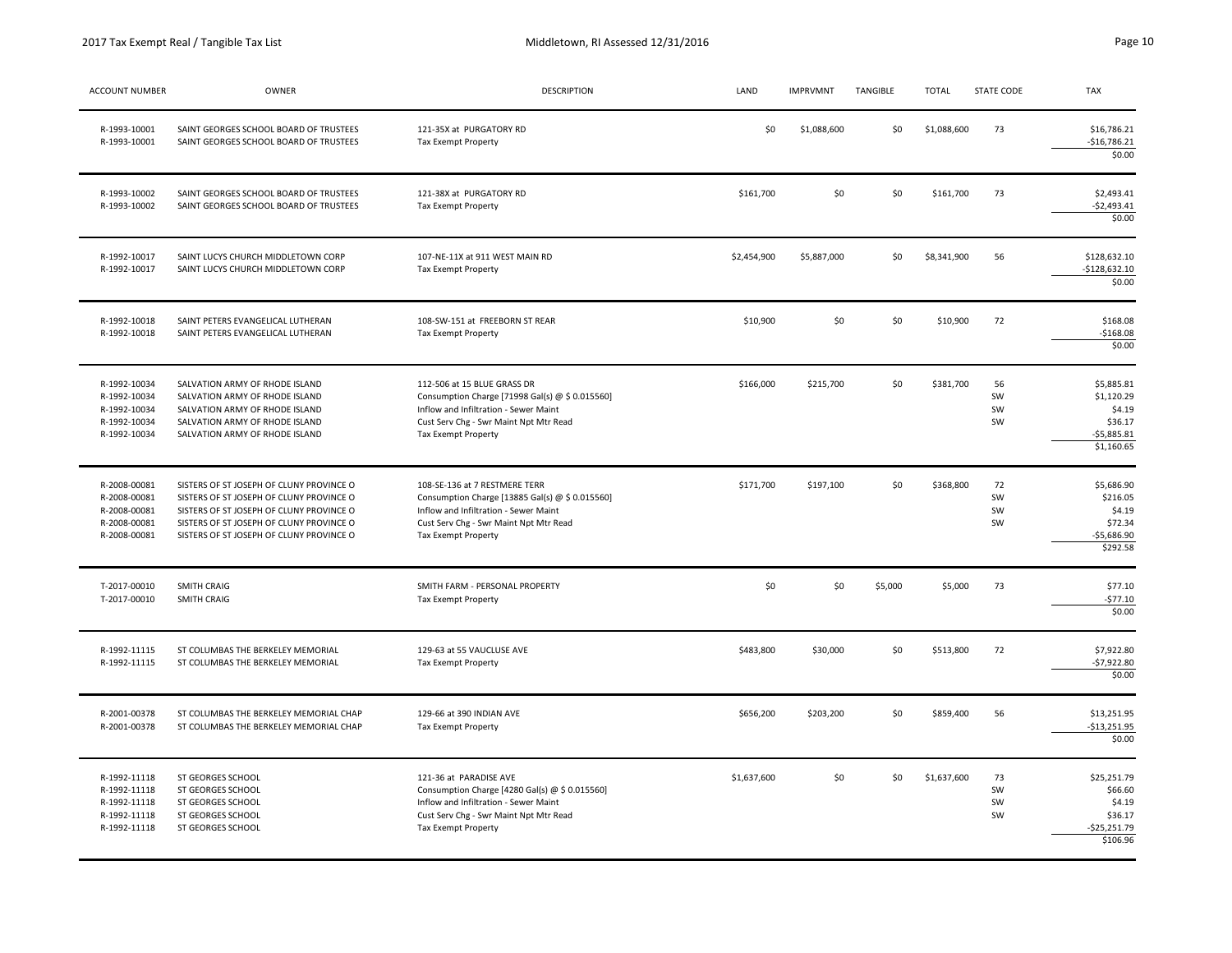| ACCOUNT NUMBER | OWNER | DESCRIPTION | LAND | IMPRVMNT | TANGIBLE | TOTAL | STATE CODE | TAX |
|---|---|---|---|---|---|---|---|---|
| R-1993-10001 | SAINT GEORGES SCHOOL BOARD OF TRUSTEES | 121-35X at PURGATORY RD | $0 | $1,088,600 | $0 | $1,088,600 | 73 | $16,786.21 |
| R-1993-10001 | SAINT GEORGES SCHOOL BOARD OF TRUSTEES | Tax Exempt Property | | | | | | -$16,786.21 |
| | | | | | | | | $0.00 |
| R-1993-10002 | SAINT GEORGES SCHOOL BOARD OF TRUSTEES | 121-38X at PURGATORY RD | $161,700 | $0 | $0 | $161,700 | 73 | $2,493.41 |
| R-1993-10002 | SAINT GEORGES SCHOOL BOARD OF TRUSTEES | Tax Exempt Property | | | | | | -$2,493.41 |
| | | | | | | | | $0.00 |
| R-1992-10017 | SAINT LUCYS CHURCH MIDDLETOWN CORP | 107-NE-11X at 911 WEST MAIN RD | $2,454,900 | $5,887,000 | $0 | $8,341,900 | 56 | $128,632.10 |
| R-1992-10017 | SAINT LUCYS CHURCH MIDDLETOWN CORP | Tax Exempt Property | | | | | | -$128,632.10 |
| | | | | | | | | $0.00 |
| R-1992-10018 | SAINT PETERS EVANGELICAL LUTHERAN | 108-SW-151 at FREEBORN ST REAR | $10,900 | $0 | $0 | $10,900 | 72 | $168.08 |
| R-1992-10018 | SAINT PETERS EVANGELICAL LUTHERAN | Tax Exempt Property | | | | | | -$168.08 |
| | | | | | | | | $0.00 |
| R-1992-10034 | SALVATION ARMY OF RHODE ISLAND | 112-506 at 15 BLUE GRASS DR | $166,000 | $215,700 | $0 | $381,700 | 56 | $5,885.81 |
| R-1992-10034 | SALVATION ARMY OF RHODE ISLAND | Consumption Charge [71998 Gal(s) @ $ 0.015560] | | | | | SW | $1,120.29 |
| R-1992-10034 | SALVATION ARMY OF RHODE ISLAND | Inflow and Infiltration - Sewer Maint | | | | | SW | $4.19 |
| R-1992-10034 | SALVATION ARMY OF RHODE ISLAND | Cust Serv Chg - Swr Maint Npt Mtr Read | | | | | SW | $36.17 |
| R-1992-10034 | SALVATION ARMY OF RHODE ISLAND | Tax Exempt Property | | | | | | -$5,885.81 |
| | | | | | | | | $1,160.65 |
| R-2008-00081 | SISTERS OF ST JOSEPH OF CLUNY PROVINCE O | 108-SE-136 at 7 RESTMERE TERR | $171,700 | $197,100 | $0 | $368,800 | 72 | $5,686.90 |
| R-2008-00081 | SISTERS OF ST JOSEPH OF CLUNY PROVINCE O | Consumption Charge [13885 Gal(s) @ $ 0.015560] | | | | | SW | $216.05 |
| R-2008-00081 | SISTERS OF ST JOSEPH OF CLUNY PROVINCE O | Inflow and Infiltration - Sewer Maint | | | | | SW | $4.19 |
| R-2008-00081 | SISTERS OF ST JOSEPH OF CLUNY PROVINCE O | Cust Serv Chg - Swr Maint Npt Mtr Read | | | | | SW | $72.34 |
| R-2008-00081 | SISTERS OF ST JOSEPH OF CLUNY PROVINCE O | Tax Exempt Property | | | | | | -$5,686.90 |
| | | | | | | | | $292.58 |
| T-2017-00010 | SMITH CRAIG | SMITH FARM - PERSONAL PROPERTY | $0 | $0 | $5,000 | $5,000 | 73 | $77.10 |
| T-2017-00010 | SMITH CRAIG | Tax Exempt Property | | | | | | -$77.10 |
| | | | | | | | | $0.00 |
| R-1992-11115 | ST COLUMBAS THE BERKELEY MEMORIAL | 129-63 at 55 VAUCLUSE AVE | $483,800 | $30,000 | $0 | $513,800 | 72 | $7,922.80 |
| R-1992-11115 | ST COLUMBAS THE BERKELEY MEMORIAL | Tax Exempt Property | | | | | | -$7,922.80 |
| | | | | | | | | $0.00 |
| R-2001-00378 | ST COLUMBAS THE BERKELEY MEMORIAL CHAP | 129-66 at 390 INDIAN AVE | $656,200 | $203,200 | $0 | $859,400 | 56 | $13,251.95 |
| R-2001-00378 | ST COLUMBAS THE BERKELEY MEMORIAL CHAP | Tax Exempt Property | | | | | | -$13,251.95 |
| | | | | | | | | $0.00 |
| R-1992-11118 | ST GEORGES SCHOOL | 121-36 at PARADISE AVE | $1,637,600 | $0 | $0 | $1,637,600 | 73 | $25,251.79 |
| R-1992-11118 | ST GEORGES SCHOOL | Consumption Charge [4280 Gal(s) @ $ 0.015560] | | | | | SW | $66.60 |
| R-1992-11118 | ST GEORGES SCHOOL | Inflow and Infiltration - Sewer Maint | | | | | SW | $4.19 |
| R-1992-11118 | ST GEORGES SCHOOL | Cust Serv Chg - Swr Maint Npt Mtr Read | | | | | SW | $36.17 |
| R-1992-11118 | ST GEORGES SCHOOL | Tax Exempt Property | | | | | | -$25,251.79 |
| | | | | | | | | $106.96 |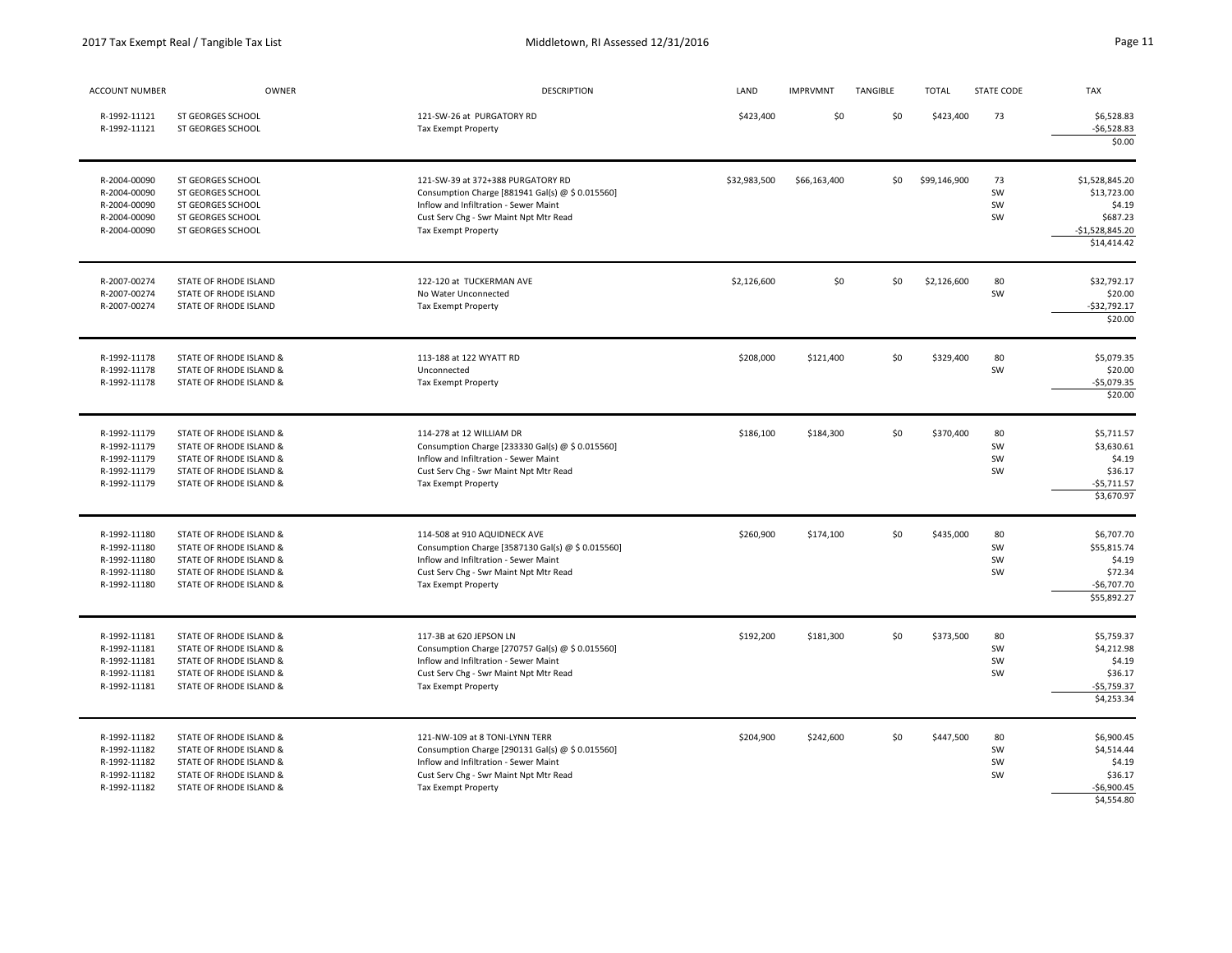| ACCOUNT NUMBER | OWNER | DESCRIPTION | LAND | IMPRVMNT | TANGIBLE | TOTAL | STATE CODE | TAX |
|---|---|---|---|---|---|---|---|---|
| R-1992-11121 | ST GEORGES SCHOOL | 121-SW-26 at PURGATORY RD | $423,400 | $0 | $0 | $423,400 | 73 | $6,528.83 |
| R-1992-11121 | ST GEORGES SCHOOL | Tax Exempt Property | | | | | | -$6,528.83 |
| | | | | | | | | $0.00 |
| R-2004-00090 | ST GEORGES SCHOOL | 121-SW-39 at 372+388 PURGATORY RD | $32,983,500 | $66,163,400 | $0 | $99,146,900 | 73 | $1,528,845.20 |
| R-2004-00090 | ST GEORGES SCHOOL | Consumption Charge [881941 Gal(s) @ $ 0.015560] | | | | | SW | $13,723.00 |
| R-2004-00090 | ST GEORGES SCHOOL | Inflow and Infiltration - Sewer Maint | | | | | SW | $4.19 |
| R-2004-00090 | ST GEORGES SCHOOL | Cust Serv Chg - Swr Maint Npt Mtr Read | | | | | SW | $687.23 |
| R-2004-00090 | ST GEORGES SCHOOL | Tax Exempt Property | | | | | | -$1,528,845.20 |
| | | | | | | | | $14,414.42 |
| R-2007-00274 | STATE OF RHODE ISLAND | 122-120 at TUCKERMAN AVE | $2,126,600 | $0 | $0 | $2,126,600 | 80 | $32,792.17 |
| R-2007-00274 | STATE OF RHODE ISLAND | No Water Unconnected | | | | | SW | $20.00 |
| R-2007-00274 | STATE OF RHODE ISLAND | Tax Exempt Property | | | | | | -$32,792.17 |
| | | | | | | | | $20.00 |
| R-1992-11178 | STATE OF RHODE ISLAND & | 113-188 at 122 WYATT RD | $208,000 | $121,400 | $0 | $329,400 | 80 | $5,079.35 |
| R-1992-11178 | STATE OF RHODE ISLAND & | Unconnected | | | | | SW | $20.00 |
| R-1992-11178 | STATE OF RHODE ISLAND & | Tax Exempt Property | | | | | | -$5,079.35 |
| | | | | | | | | $20.00 |
| R-1992-11179 | STATE OF RHODE ISLAND & | 114-278 at 12 WILLIAM DR | $186,100 | $184,300 | $0 | $370,400 | 80 | $5,711.57 |
| R-1992-11179 | STATE OF RHODE ISLAND & | Consumption Charge [233330 Gal(s) @ $ 0.015560] | | | | | SW | $3,630.61 |
| R-1992-11179 | STATE OF RHODE ISLAND & | Inflow and Infiltration - Sewer Maint | | | | | SW | $4.19 |
| R-1992-11179 | STATE OF RHODE ISLAND & | Cust Serv Chg - Swr Maint Npt Mtr Read | | | | | SW | $36.17 |
| R-1992-11179 | STATE OF RHODE ISLAND & | Tax Exempt Property | | | | | | -$5,711.57 |
| | | | | | | | | $3,670.97 |
| R-1992-11180 | STATE OF RHODE ISLAND & | 114-508 at 910 AQUIDNECK AVE | $260,900 | $174,100 | $0 | $435,000 | 80 | $6,707.70 |
| R-1992-11180 | STATE OF RHODE ISLAND & | Consumption Charge [3587130 Gal(s) @ $ 0.015560] | | | | | SW | $55,815.74 |
| R-1992-11180 | STATE OF RHODE ISLAND & | Inflow and Infiltration - Sewer Maint | | | | | SW | $4.19 |
| R-1992-11180 | STATE OF RHODE ISLAND & | Cust Serv Chg - Swr Maint Npt Mtr Read | | | | | SW | $72.34 |
| R-1992-11180 | STATE OF RHODE ISLAND & | Tax Exempt Property | | | | | | -$6,707.70 |
| | | | | | | | | $55,892.27 |
| R-1992-11181 | STATE OF RHODE ISLAND & | 117-3B at 620 JEPSON LN | $192,200 | $181,300 | $0 | $373,500 | 80 | $5,759.37 |
| R-1992-11181 | STATE OF RHODE ISLAND & | Consumption Charge [270757 Gal(s) @ $ 0.015560] | | | | | SW | $4,212.98 |
| R-1992-11181 | STATE OF RHODE ISLAND & | Inflow and Infiltration - Sewer Maint | | | | | SW | $4.19 |
| R-1992-11181 | STATE OF RHODE ISLAND & | Cust Serv Chg - Swr Maint Npt Mtr Read | | | | | SW | $36.17 |
| R-1992-11181 | STATE OF RHODE ISLAND & | Tax Exempt Property | | | | | | -$5,759.37 |
| | | | | | | | | $4,253.34 |
| R-1992-11182 | STATE OF RHODE ISLAND & | 121-NW-109 at 8 TONI-LYNN TERR | $204,900 | $242,600 | $0 | $447,500 | 80 | $6,900.45 |
| R-1992-11182 | STATE OF RHODE ISLAND & | Consumption Charge [290131 Gal(s) @ $ 0.015560] | | | | | SW | $4,514.44 |
| R-1992-11182 | STATE OF RHODE ISLAND & | Inflow and Infiltration - Sewer Maint | | | | | SW | $4.19 |
| R-1992-11182 | STATE OF RHODE ISLAND & | Cust Serv Chg - Swr Maint Npt Mtr Read | | | | | SW | $36.17 |
| R-1992-11182 | STATE OF RHODE ISLAND & | Tax Exempt Property | | | | | | -$6,900.45 |
| | | | | | | | | $4,554.80 |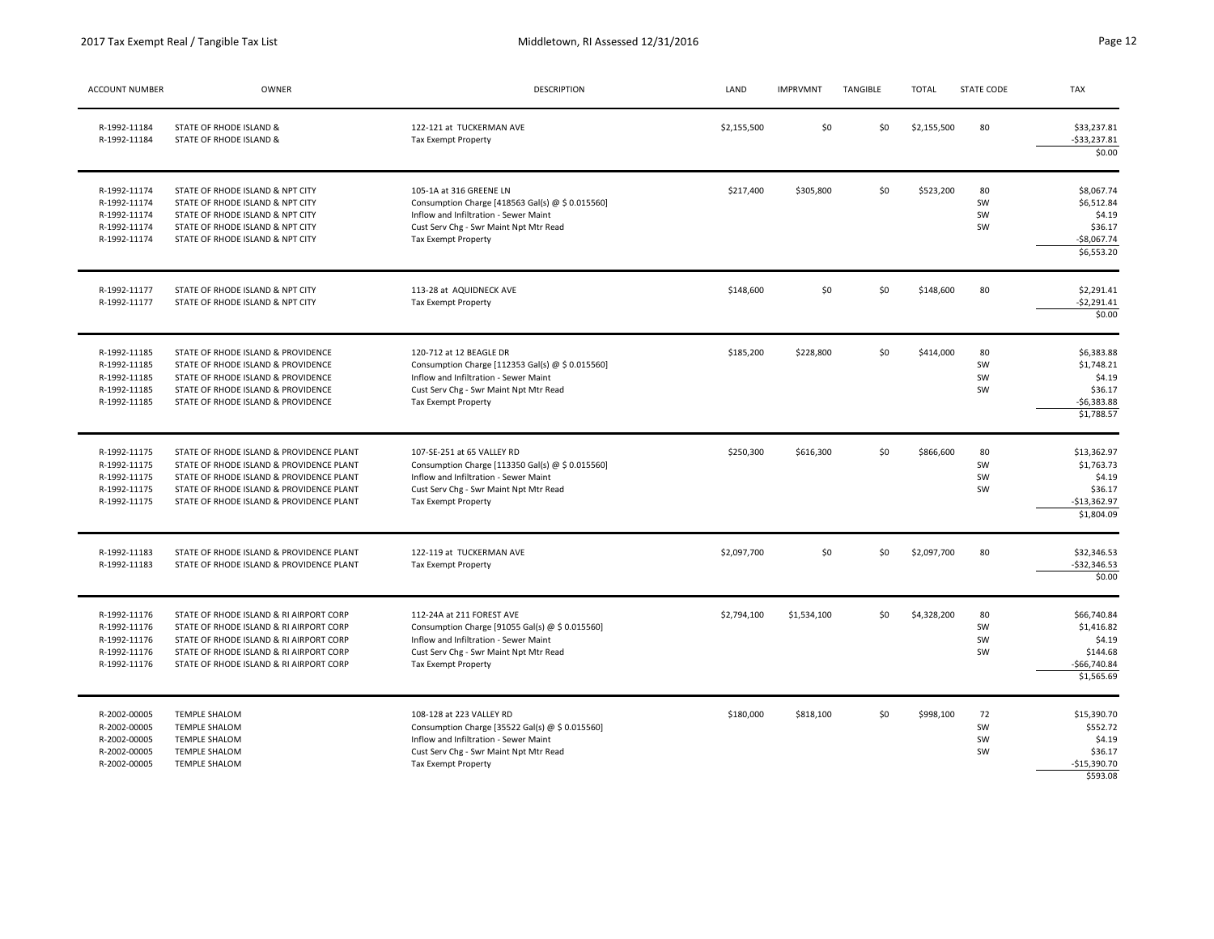| ACCOUNT NUMBER | OWNER | DESCRIPTION | LAND | IMPRVMNT | TANGIBLE | TOTAL | STATE CODE | TAX |
|---|---|---|---|---|---|---|---|---|
| R-1992-11184 | STATE OF RHODE ISLAND & | 122-121 at TUCKERMAN AVE | $2,155,500 | $0 | $0 | $2,155,500 | 80 | $33,237.81 |
| R-1992-11184 | STATE OF RHODE ISLAND & | Tax Exempt Property | | | | | | -$33,237.81 |
| | | | | | | | | $0.00 |
| R-1992-11174 | STATE OF RHODE ISLAND & NPT CITY | 105-1A at 316 GREENE LN | $217,400 | $305,800 | $0 | $523,200 | 80 | $8,067.74 |
| R-1992-11174 | STATE OF RHODE ISLAND & NPT CITY | Consumption Charge [418563 Gal(s) @ $ 0.015560] | | | | | SW | $6,512.84 |
| R-1992-11174 | STATE OF RHODE ISLAND & NPT CITY | Inflow and Infiltration - Sewer Maint | | | | | SW | $4.19 |
| R-1992-11174 | STATE OF RHODE ISLAND & NPT CITY | Cust Serv Chg - Swr Maint Npt Mtr Read | | | | | SW | $36.17 |
| R-1992-11174 | STATE OF RHODE ISLAND & NPT CITY | Tax Exempt Property | | | | | | -$8,067.74 |
| | | | | | | | | $6,553.20 |
| R-1992-11177 | STATE OF RHODE ISLAND & NPT CITY | 113-28 at AQUIDNECK AVE | $148,600 | $0 | $0 | $148,600 | 80 | $2,291.41 |
| R-1992-11177 | STATE OF RHODE ISLAND & NPT CITY | Tax Exempt Property | | | | | | -$2,291.41 |
| | | | | | | | | $0.00 |
| R-1992-11185 | STATE OF RHODE ISLAND & PROVIDENCE | 120-712 at 12 BEAGLE DR | $185,200 | $228,800 | $0 | $414,000 | 80 | $6,383.88 |
| R-1992-11185 | STATE OF RHODE ISLAND & PROVIDENCE | Consumption Charge [112353 Gal(s) @ $ 0.015560] | | | | | SW | $1,748.21 |
| R-1992-11185 | STATE OF RHODE ISLAND & PROVIDENCE | Inflow and Infiltration - Sewer Maint | | | | | SW | $4.19 |
| R-1992-11185 | STATE OF RHODE ISLAND & PROVIDENCE | Cust Serv Chg - Swr Maint Npt Mtr Read | | | | | SW | $36.17 |
| R-1992-11185 | STATE OF RHODE ISLAND & PROVIDENCE | Tax Exempt Property | | | | | | -$6,383.88 |
| | | | | | | | | $1,788.57 |
| R-1992-11175 | STATE OF RHODE ISLAND & PROVIDENCE PLANT | 107-SE-251 at 65 VALLEY RD | $250,300 | $616,300 | $0 | $866,600 | 80 | $13,362.97 |
| R-1992-11175 | STATE OF RHODE ISLAND & PROVIDENCE PLANT | Consumption Charge [113350 Gal(s) @ $ 0.015560] | | | | | SW | $1,763.73 |
| R-1992-11175 | STATE OF RHODE ISLAND & PROVIDENCE PLANT | Inflow and Infiltration - Sewer Maint | | | | | SW | $4.19 |
| R-1992-11175 | STATE OF RHODE ISLAND & PROVIDENCE PLANT | Cust Serv Chg - Swr Maint Npt Mtr Read | | | | | SW | $36.17 |
| R-1992-11175 | STATE OF RHODE ISLAND & PROVIDENCE PLANT | Tax Exempt Property | | | | | | -$13,362.97 |
| | | | | | | | | $1,804.09 |
| R-1992-11183 | STATE OF RHODE ISLAND & PROVIDENCE PLANT | 122-119 at TUCKERMAN AVE | $2,097,700 | $0 | $0 | $2,097,700 | 80 | $32,346.53 |
| R-1992-11183 | STATE OF RHODE ISLAND & PROVIDENCE PLANT | Tax Exempt Property | | | | | | -$32,346.53 |
| | | | | | | | | $0.00 |
| R-1992-11176 | STATE OF RHODE ISLAND & RI AIRPORT CORP | 112-24A at 211 FOREST AVE | $2,794,100 | $1,534,100 | $0 | $4,328,200 | 80 | $66,740.84 |
| R-1992-11176 | STATE OF RHODE ISLAND & RI AIRPORT CORP | Consumption Charge [91055 Gal(s) @ $ 0.015560] | | | | | SW | $1,416.82 |
| R-1992-11176 | STATE OF RHODE ISLAND & RI AIRPORT CORP | Inflow and Infiltration - Sewer Maint | | | | | SW | $4.19 |
| R-1992-11176 | STATE OF RHODE ISLAND & RI AIRPORT CORP | Cust Serv Chg - Swr Maint Npt Mtr Read | | | | | SW | $144.68 |
| R-1992-11176 | STATE OF RHODE ISLAND & RI AIRPORT CORP | Tax Exempt Property | | | | | | -$66,740.84 |
| | | | | | | | | $1,565.69 |
| R-2002-00005 | TEMPLE SHALOM | 108-128 at 223 VALLEY RD | $180,000 | $818,100 | $0 | $998,100 | 72 | $15,390.70 |
| R-2002-00005 | TEMPLE SHALOM | Consumption Charge [35522 Gal(s) @ $ 0.015560] | | | | | SW | $552.72 |
| R-2002-00005 | TEMPLE SHALOM | Inflow and Infiltration - Sewer Maint | | | | | SW | $4.19 |
| R-2002-00005 | TEMPLE SHALOM | Cust Serv Chg - Swr Maint Npt Mtr Read | | | | | SW | $36.17 |
| R-2002-00005 | TEMPLE SHALOM | Tax Exempt Property | | | | | | -$15,390.70 |
| | | | | | | | | $593.08 |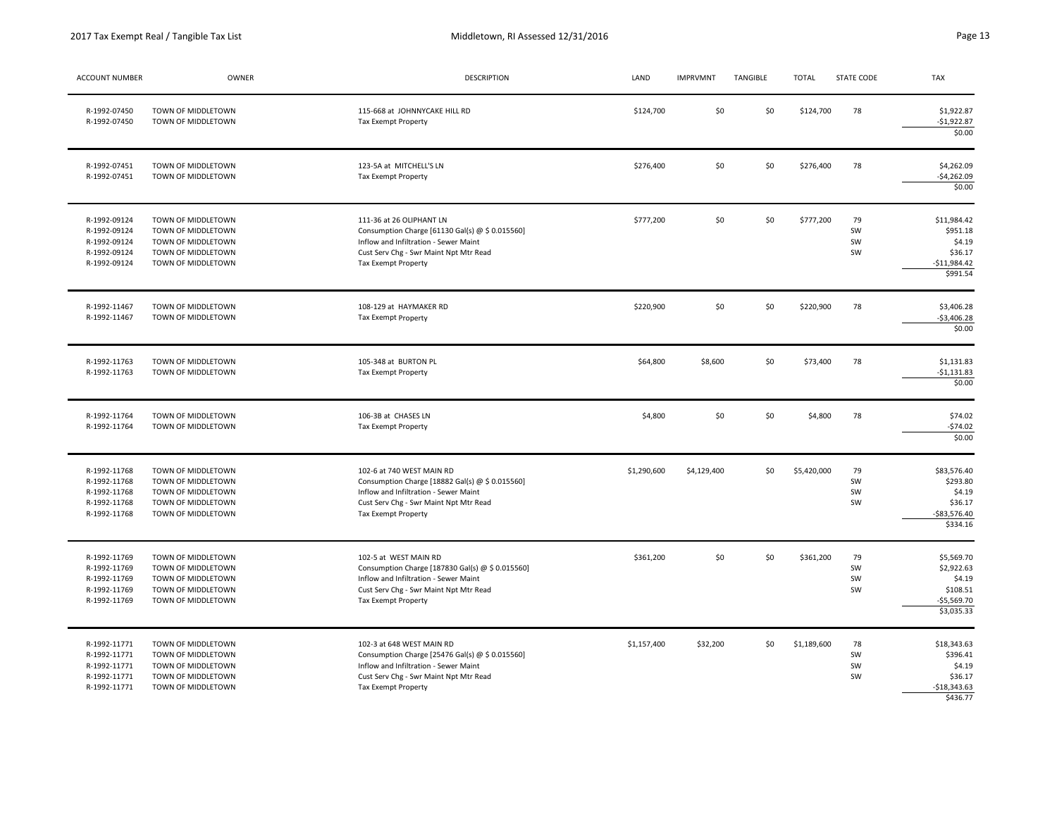| ACCOUNT NUMBER | OWNER | DESCRIPTION | LAND | IMPRVMNT | TANGIBLE | TOTAL | STATE CODE | TAX |
|---|---|---|---|---|---|---|---|---|
| R-1992-07450 | TOWN OF MIDDLETOWN | 115-668 at JOHNNYCAKE HILL RD | $124,700 | $0 | $0 | $124,700 | 78 | $1,922.87 |
| R-1992-07450 | TOWN OF MIDDLETOWN | Tax Exempt Property | | | | | | -$1,922.87 |
| | | | | | | | | $0.00 |
| R-1992-07451 | TOWN OF MIDDLETOWN | 123-5A at MITCHELL'S LN | $276,400 | $0 | $0 | $276,400 | 78 | $4,262.09 |
| R-1992-07451 | TOWN OF MIDDLETOWN | Tax Exempt Property | | | | | | -$4,262.09 |
| | | | | | | | | $0.00 |
| R-1992-09124 | TOWN OF MIDDLETOWN | 111-36 at 26 OLIPHANT LN | $777,200 | $0 | $0 | $777,200 | 79 | $11,984.42 |
| R-1992-09124 | TOWN OF MIDDLETOWN | Consumption Charge [61130 Gal(s) @ $ 0.015560] | | | | | SW | $951.18 |
| R-1992-09124 | TOWN OF MIDDLETOWN | Inflow and Infiltration - Sewer Maint | | | | | SW | $4.19 |
| R-1992-09124 | TOWN OF MIDDLETOWN | Cust Serv Chg - Swr Maint Npt Mtr Read | | | | | SW | $36.17 |
| R-1992-09124 | TOWN OF MIDDLETOWN | Tax Exempt Property | | | | | | -$11,984.42 |
| | | | | | | | | $991.54 |
| R-1992-11467 | TOWN OF MIDDLETOWN | 108-129 at HAYMAKER RD | $220,900 | $0 | $0 | $220,900 | 78 | $3,406.28 |
| R-1992-11467 | TOWN OF MIDDLETOWN | Tax Exempt Property | | | | | | -$3,406.28 |
| | | | | | | | | $0.00 |
| R-1992-11763 | TOWN OF MIDDLETOWN | 105-348 at BURTON PL | $64,800 | $8,600 | $0 | $73,400 | 78 | $1,131.83 |
| R-1992-11763 | TOWN OF MIDDLETOWN | Tax Exempt Property | | | | | | -$1,131.83 |
| | | | | | | | | $0.00 |
| R-1992-11764 | TOWN OF MIDDLETOWN | 106-3B at CHASES LN | $4,800 | $0 | $0 | $4,800 | 78 | $74.02 |
| R-1992-11764 | TOWN OF MIDDLETOWN | Tax Exempt Property | | | | | | -$74.02 |
| | | | | | | | | $0.00 |
| R-1992-11768 | TOWN OF MIDDLETOWN | 102-6 at 740 WEST MAIN RD | $1,290,600 | $4,129,400 | $0 | $5,420,000 | 79 | $83,576.40 |
| R-1992-11768 | TOWN OF MIDDLETOWN | Consumption Charge [18882 Gal(s) @ $ 0.015560] | | | | | SW | $293.80 |
| R-1992-11768 | TOWN OF MIDDLETOWN | Inflow and Infiltration - Sewer Maint | | | | | SW | $4.19 |
| R-1992-11768 | TOWN OF MIDDLETOWN | Cust Serv Chg - Swr Maint Npt Mtr Read | | | | | SW | $36.17 |
| R-1992-11768 | TOWN OF MIDDLETOWN | Tax Exempt Property | | | | | | -$83,576.40 |
| | | | | | | | | $334.16 |
| R-1992-11769 | TOWN OF MIDDLETOWN | 102-5 at WEST MAIN RD | $361,200 | $0 | $0 | $361,200 | 79 | $5,569.70 |
| R-1992-11769 | TOWN OF MIDDLETOWN | Consumption Charge [187830 Gal(s) @ $ 0.015560] | | | | | SW | $2,922.63 |
| R-1992-11769 | TOWN OF MIDDLETOWN | Inflow and Infiltration - Sewer Maint | | | | | SW | $4.19 |
| R-1992-11769 | TOWN OF MIDDLETOWN | Cust Serv Chg - Swr Maint Npt Mtr Read | | | | | SW | $108.51 |
| R-1992-11769 | TOWN OF MIDDLETOWN | Tax Exempt Property | | | | | | -$5,569.70 |
| | | | | | | | | $3,035.33 |
| R-1992-11771 | TOWN OF MIDDLETOWN | 102-3 at 648 WEST MAIN RD | $1,157,400 | $32,200 | $0 | $1,189,600 | 78 | $18,343.63 |
| R-1992-11771 | TOWN OF MIDDLETOWN | Consumption Charge [25476 Gal(s) @ $ 0.015560] | | | | | SW | $396.41 |
| R-1992-11771 | TOWN OF MIDDLETOWN | Inflow and Infiltration - Sewer Maint | | | | | SW | $4.19 |
| R-1992-11771 | TOWN OF MIDDLETOWN | Cust Serv Chg - Swr Maint Npt Mtr Read | | | | | SW | $36.17 |
| R-1992-11771 | TOWN OF MIDDLETOWN | Tax Exempt Property | | | | | | -$18,343.63 |
| | | | | | | | | $436.77 |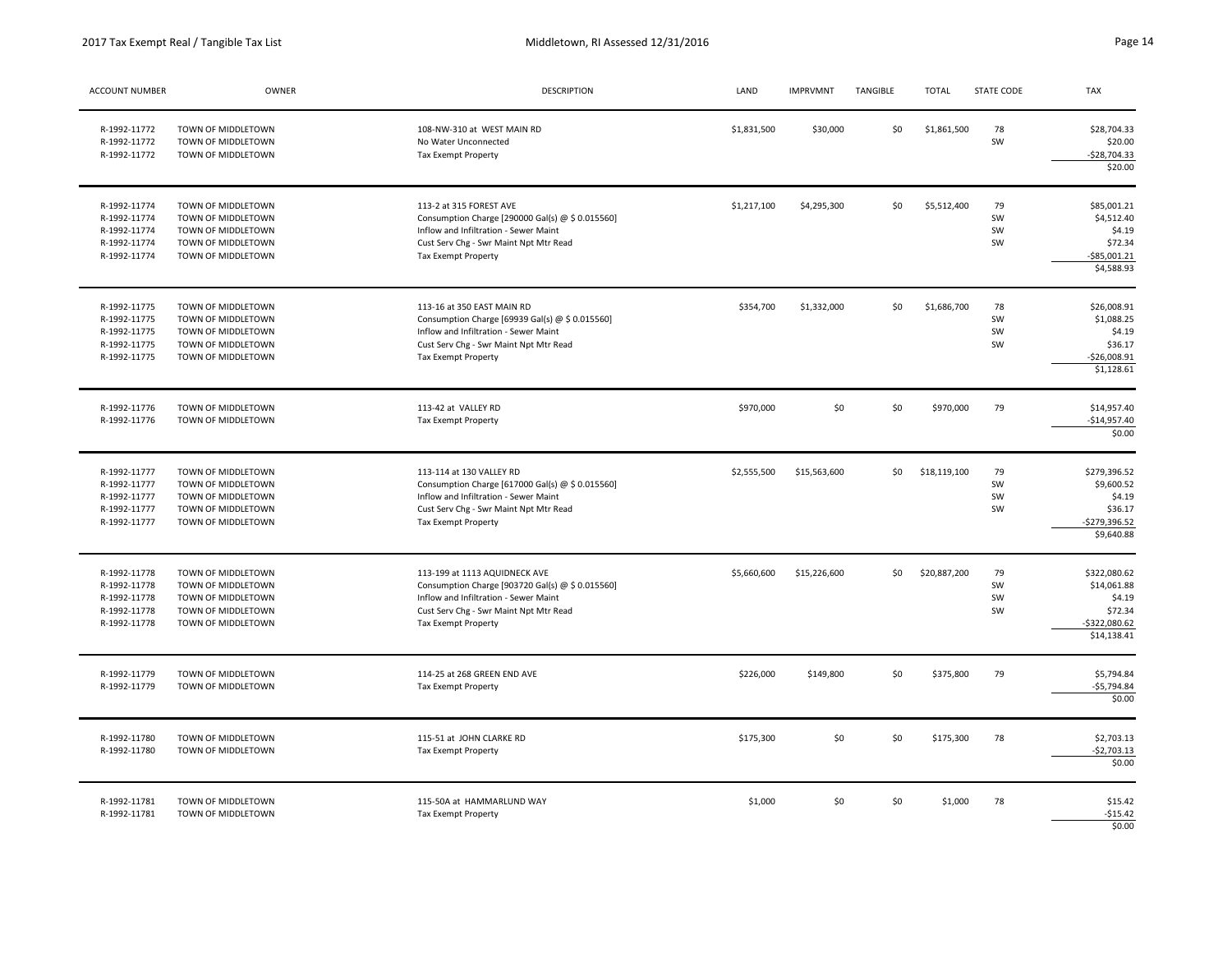| ACCOUNT NUMBER | OWNER | DESCRIPTION | LAND | IMPRVMNT | TANGIBLE | TOTAL | STATE CODE | TAX |
|---|---|---|---|---|---|---|---|---|
| R-1992-11772 | TOWN OF MIDDLETOWN | 108-NW-310 at WEST MAIN RD | $1,831,500 | $30,000 | $0 | $1,861,500 | 78 | $28,704.33 |
| R-1992-11772 | TOWN OF MIDDLETOWN | No Water Unconnected | | | | | SW | $20.00 |
| R-1992-11772 | TOWN OF MIDDLETOWN | Tax Exempt Property | | | | | | -$28,704.33 |
| | | | | | | | | $20.00 |
| R-1992-11774 | TOWN OF MIDDLETOWN | 113-2 at 315 FOREST AVE | $1,217,100 | $4,295,300 | $0 | $5,512,400 | 79 | $85,001.21 |
| R-1992-11774 | TOWN OF MIDDLETOWN | Consumption Charge [290000 Gal(s) @ $ 0.015560] | | | | | SW | $4,512.40 |
| R-1992-11774 | TOWN OF MIDDLETOWN | Inflow and Infiltration - Sewer Maint | | | | | SW | $4.19 |
| R-1992-11774 | TOWN OF MIDDLETOWN | Cust Serv Chg - Swr Maint Npt Mtr Read | | | | | SW | $72.34 |
| R-1992-11774 | TOWN OF MIDDLETOWN | Tax Exempt Property | | | | | | -$85,001.21 |
| | | | | | | | | $4,588.93 |
| R-1992-11775 | TOWN OF MIDDLETOWN | 113-16 at 350 EAST MAIN RD | $354,700 | $1,332,000 | $0 | $1,686,700 | 78 | $26,008.91 |
| R-1992-11775 | TOWN OF MIDDLETOWN | Consumption Charge [69939 Gal(s) @ $ 0.015560] | | | | | SW | $1,088.25 |
| R-1992-11775 | TOWN OF MIDDLETOWN | Inflow and Infiltration - Sewer Maint | | | | | SW | $4.19 |
| R-1992-11775 | TOWN OF MIDDLETOWN | Cust Serv Chg - Swr Maint Npt Mtr Read | | | | | SW | $36.17 |
| R-1992-11775 | TOWN OF MIDDLETOWN | Tax Exempt Property | | | | | | -$26,008.91 |
| | | | | | | | | $1,128.61 |
| R-1992-11776 | TOWN OF MIDDLETOWN | 113-42 at VALLEY RD | $970,000 | $0 | $0 | $970,000 | 79 | $14,957.40 |
| R-1992-11776 | TOWN OF MIDDLETOWN | Tax Exempt Property | | | | | | -$14,957.40 |
| | | | | | | | | $0.00 |
| R-1992-11777 | TOWN OF MIDDLETOWN | 113-114 at 130 VALLEY RD | $2,555,500 | $15,563,600 | $0 | $18,119,100 | 79 | $279,396.52 |
| R-1992-11777 | TOWN OF MIDDLETOWN | Consumption Charge [617000 Gal(s) @ $ 0.015560] | | | | | SW | $9,600.52 |
| R-1992-11777 | TOWN OF MIDDLETOWN | Inflow and Infiltration - Sewer Maint | | | | | SW | $4.19 |
| R-1992-11777 | TOWN OF MIDDLETOWN | Cust Serv Chg - Swr Maint Npt Mtr Read | | | | | SW | $36.17 |
| R-1992-11777 | TOWN OF MIDDLETOWN | Tax Exempt Property | | | | | | -$279,396.52 |
| | | | | | | | | $9,640.88 |
| R-1992-11778 | TOWN OF MIDDLETOWN | 113-199 at 1113 AQUIDNECK AVE | $5,660,600 | $15,226,600 | $0 | $20,887,200 | 79 | $322,080.62 |
| R-1992-11778 | TOWN OF MIDDLETOWN | Consumption Charge [903720 Gal(s) @ $ 0.015560] | | | | | SW | $14,061.88 |
| R-1992-11778 | TOWN OF MIDDLETOWN | Inflow and Infiltration - Sewer Maint | | | | | SW | $4.19 |
| R-1992-11778 | TOWN OF MIDDLETOWN | Cust Serv Chg - Swr Maint Npt Mtr Read | | | | | SW | $72.34 |
| R-1992-11778 | TOWN OF MIDDLETOWN | Tax Exempt Property | | | | | | -$322,080.62 |
| | | | | | | | | $14,138.41 |
| R-1992-11779 | TOWN OF MIDDLETOWN | 114-25 at 268 GREEN END AVE | $226,000 | $149,800 | $0 | $375,800 | 79 | $5,794.84 |
| R-1992-11779 | TOWN OF MIDDLETOWN | Tax Exempt Property | | | | | | -$5,794.84 |
| | | | | | | | | $0.00 |
| R-1992-11780 | TOWN OF MIDDLETOWN | 115-51 at JOHN CLARKE RD | $175,300 | $0 | $0 | $175,300 | 78 | $2,703.13 |
| R-1992-11780 | TOWN OF MIDDLETOWN | Tax Exempt Property | | | | | | -$2,703.13 |
| | | | | | | | | $0.00 |
| R-1992-11781 | TOWN OF MIDDLETOWN | 115-50A at HAMMARLUND WAY | $1,000 | $0 | $0 | $1,000 | 78 | $15.42 |
| R-1992-11781 | TOWN OF MIDDLETOWN | Tax Exempt Property | | | | | | -$15.42 |
| | | | | | | | | $0.00 |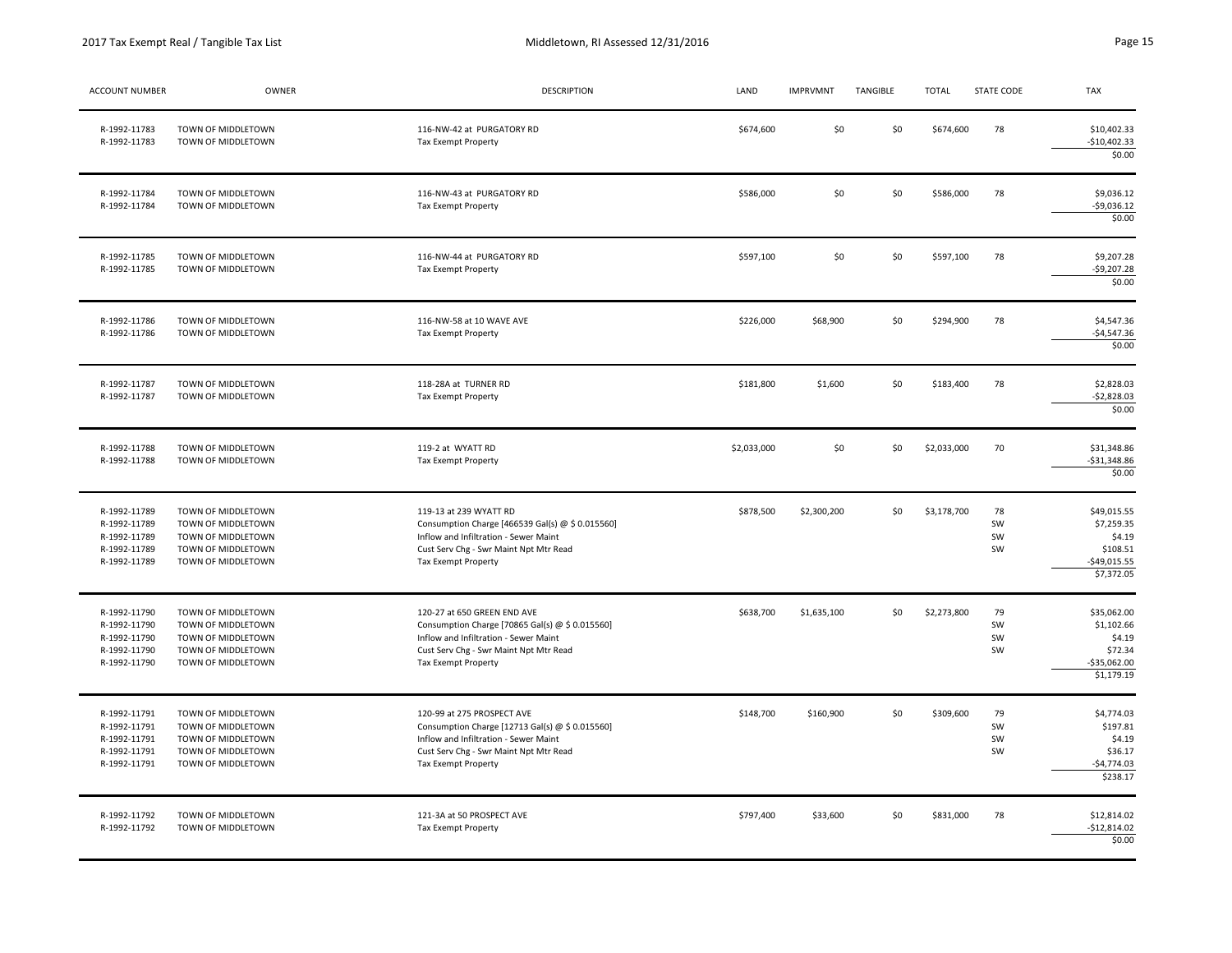| ACCOUNT NUMBER | OWNER | DESCRIPTION | LAND | IMPRVMNT | TANGIBLE | TOTAL | STATE CODE | TAX |
|---|---|---|---|---|---|---|---|---|
| R-1992-11783 | TOWN OF MIDDLETOWN | 116-NW-42 at PURGATORY RD | $674,600 | $0 | $0 | $674,600 | 78 | $10,402.33 |
| R-1992-11783 | TOWN OF MIDDLETOWN | Tax Exempt Property | | | | | | -$10,402.33 |
| | | | | | | | | $0.00 |
| R-1992-11784 | TOWN OF MIDDLETOWN | 116-NW-43 at PURGATORY RD | $586,000 | $0 | $0 | $586,000 | 78 | $9,036.12 |
| R-1992-11784 | TOWN OF MIDDLETOWN | Tax Exempt Property | | | | | | -$9,036.12 |
| | | | | | | | | $0.00 |
| R-1992-11785 | TOWN OF MIDDLETOWN | 116-NW-44 at PURGATORY RD | $597,100 | $0 | $0 | $597,100 | 78 | $9,207.28 |
| R-1992-11785 | TOWN OF MIDDLETOWN | Tax Exempt Property | | | | | | -$9,207.28 |
| | | | | | | | | $0.00 |
| R-1992-11786 | TOWN OF MIDDLETOWN | 116-NW-58 at 10 WAVE AVE | $226,000 | $68,900 | $0 | $294,900 | 78 | $4,547.36 |
| R-1992-11786 | TOWN OF MIDDLETOWN | Tax Exempt Property | | | | | | -$4,547.36 |
| | | | | | | | | $0.00 |
| R-1992-11787 | TOWN OF MIDDLETOWN | 118-28A at TURNER RD | $181,800 | $1,600 | $0 | $183,400 | 78 | $2,828.03 |
| R-1992-11787 | TOWN OF MIDDLETOWN | Tax Exempt Property | | | | | | -$2,828.03 |
| | | | | | | | | $0.00 |
| R-1992-11788 | TOWN OF MIDDLETOWN | 119-2 at WYATT RD | $2,033,000 | $0 | $0 | $2,033,000 | 70 | $31,348.86 |
| R-1992-11788 | TOWN OF MIDDLETOWN | Tax Exempt Property | | | | | | -$31,348.86 |
| | | | | | | | | $0.00 |
| R-1992-11789 | TOWN OF MIDDLETOWN | 119-13 at 239 WYATT RD | $878,500 | $2,300,200 | $0 | $3,178,700 | 78 | $49,015.55 |
| R-1992-11789 | TOWN OF MIDDLETOWN | Consumption Charge [466539 Gal(s) @ $ 0.015560] | | | | | SW | $7,259.35 |
| R-1992-11789 | TOWN OF MIDDLETOWN | Inflow and Infiltration - Sewer Maint | | | | | SW | $4.19 |
| R-1992-11789 | TOWN OF MIDDLETOWN | Cust Serv Chg - Swr Maint Npt Mtr Read | | | | | SW | $108.51 |
| R-1992-11789 | TOWN OF MIDDLETOWN | Tax Exempt Property | | | | | | -$49,015.55 |
| | | | | | | | | $7,372.05 |
| R-1992-11790 | TOWN OF MIDDLETOWN | 120-27 at 650 GREEN END AVE | $638,700 | $1,635,100 | $0 | $2,273,800 | 79 | $35,062.00 |
| R-1992-11790 | TOWN OF MIDDLETOWN | Consumption Charge [70865 Gal(s) @ $ 0.015560] | | | | | SW | $1,102.66 |
| R-1992-11790 | TOWN OF MIDDLETOWN | Inflow and Infiltration - Sewer Maint | | | | | SW | $4.19 |
| R-1992-11790 | TOWN OF MIDDLETOWN | Cust Serv Chg - Swr Maint Npt Mtr Read | | | | | SW | $72.34 |
| R-1992-11790 | TOWN OF MIDDLETOWN | Tax Exempt Property | | | | | | -$35,062.00 |
| | | | | | | | | $1,179.19 |
| R-1992-11791 | TOWN OF MIDDLETOWN | 120-99 at 275 PROSPECT AVE | $148,700 | $160,900 | $0 | $309,600 | 79 | $4,774.03 |
| R-1992-11791 | TOWN OF MIDDLETOWN | Consumption Charge [12713 Gal(s) @ $ 0.015560] | | | | | SW | $197.81 |
| R-1992-11791 | TOWN OF MIDDLETOWN | Inflow and Infiltration - Sewer Maint | | | | | SW | $4.19 |
| R-1992-11791 | TOWN OF MIDDLETOWN | Cust Serv Chg - Swr Maint Npt Mtr Read | | | | | SW | $36.17 |
| R-1992-11791 | TOWN OF MIDDLETOWN | Tax Exempt Property | | | | | | -$4,774.03 |
| | | | | | | | | $238.17 |
| R-1992-11792 | TOWN OF MIDDLETOWN | 121-3A at 50 PROSPECT AVE | $797,400 | $33,600 | $0 | $831,000 | 78 | $12,814.02 |
| R-1992-11792 | TOWN OF MIDDLETOWN | Tax Exempt Property | | | | | | -$12,814.02 |
| | | | | | | | | $0.00 |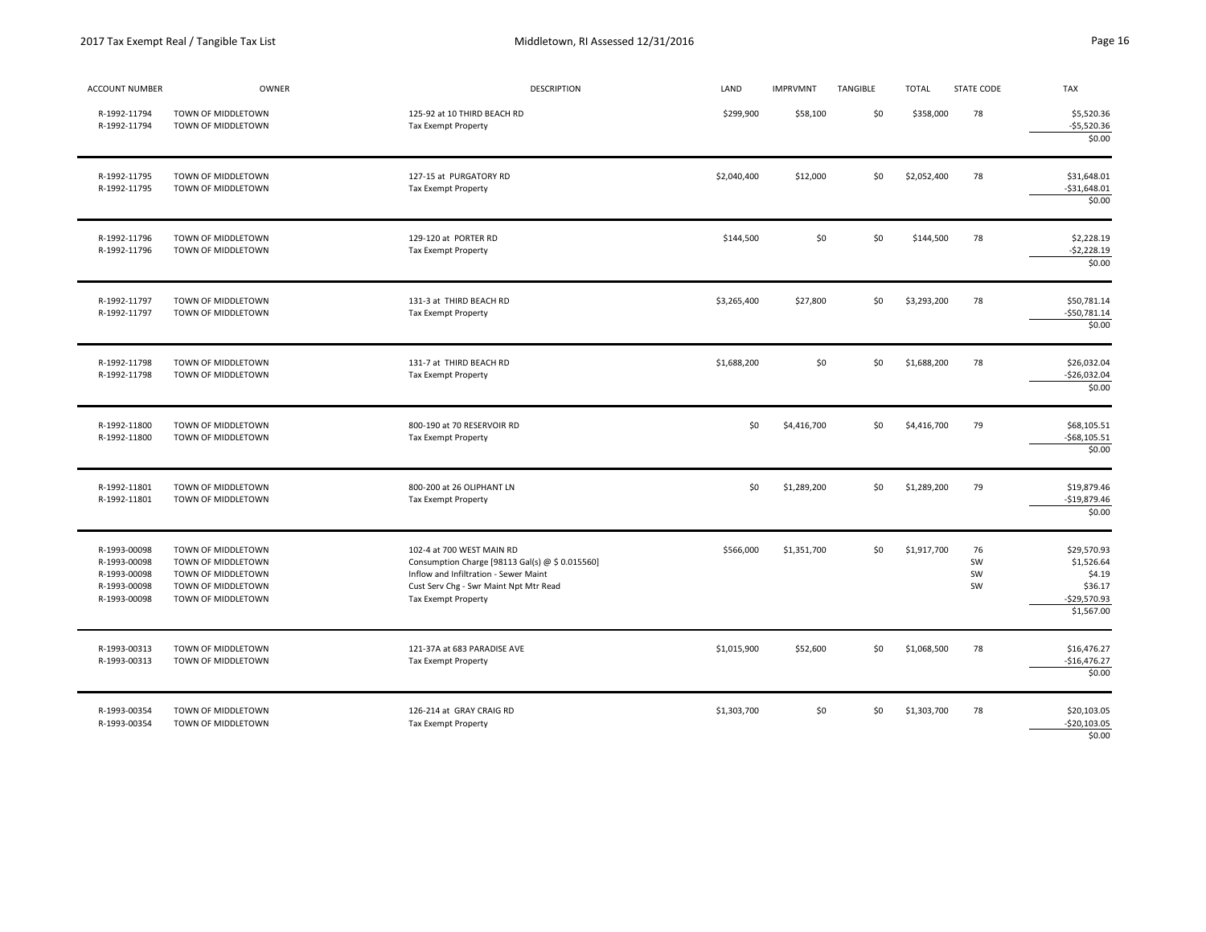| ACCOUNT NUMBER | OWNER | DESCRIPTION | LAND | IMPRVMNT | TANGIBLE | TOTAL | STATE CODE | TAX |
|---|---|---|---|---|---|---|---|---|
| R-1992-11794 | TOWN OF MIDDLETOWN | 125-92 at 10 THIRD BEACH RD | $299,900 | $58,100 | $0 | $358,000 | 78 | $5,520.36 |
| R-1992-11794 | TOWN OF MIDDLETOWN | Tax Exempt Property | | | | | | -$5,520.36 |
| | | | | | | | | $0.00 |
| R-1992-11795 | TOWN OF MIDDLETOWN | 127-15 at PURGATORY RD | $2,040,400 | $12,000 | $0 | $2,052,400 | 78 | $31,648.01 |
| R-1992-11795 | TOWN OF MIDDLETOWN | Tax Exempt Property | | | | | | -$31,648.01 |
| | | | | | | | | $0.00 |
| R-1992-11796 | TOWN OF MIDDLETOWN | 129-120 at PORTER RD | $144,500 | $0 | $0 | $144,500 | 78 | $2,228.19 |
| R-1992-11796 | TOWN OF MIDDLETOWN | Tax Exempt Property | | | | | | -$2,228.19 |
| | | | | | | | | $0.00 |
| R-1992-11797 | TOWN OF MIDDLETOWN | 131-3 at THIRD BEACH RD | $3,265,400 | $27,800 | $0 | $3,293,200 | 78 | $50,781.14 |
| R-1992-11797 | TOWN OF MIDDLETOWN | Tax Exempt Property | | | | | | -$50,781.14 |
| | | | | | | | | $0.00 |
| R-1992-11798 | TOWN OF MIDDLETOWN | 131-7 at THIRD BEACH RD | $1,688,200 | $0 | $0 | $1,688,200 | 78 | $26,032.04 |
| R-1992-11798 | TOWN OF MIDDLETOWN | Tax Exempt Property | | | | | | -$26,032.04 |
| | | | | | | | | $0.00 |
| R-1992-11800 | TOWN OF MIDDLETOWN | 800-190 at 70 RESERVOIR RD | $0 | $4,416,700 | $0 | $4,416,700 | 79 | $68,105.51 |
| R-1992-11800 | TOWN OF MIDDLETOWN | Tax Exempt Property | | | | | | -$68,105.51 |
| | | | | | | | | $0.00 |
| R-1992-11801 | TOWN OF MIDDLETOWN | 800-200 at 26 OLIPHANT LN | $0 | $1,289,200 | $0 | $1,289,200 | 79 | $19,879.46 |
| R-1992-11801 | TOWN OF MIDDLETOWN | Tax Exempt Property | | | | | | -$19,879.46 |
| | | | | | | | | $0.00 |
| R-1993-00098 | TOWN OF MIDDLETOWN | 102-4 at 700 WEST MAIN RD | $566,000 | $1,351,700 | $0 | $1,917,700 | 76 | $29,570.93 |
| R-1993-00098 | TOWN OF MIDDLETOWN | Consumption Charge [98113 Gal(s) @ $ 0.015560] | | | | | SW | $1,526.64 |
| R-1993-00098 | TOWN OF MIDDLETOWN | Inflow and Infiltration - Sewer Maint | | | | | SW | $4.19 |
| R-1993-00098 | TOWN OF MIDDLETOWN | Cust Serv Chg - Swr Maint Npt Mtr Read | | | | | SW | $36.17 |
| R-1993-00098 | TOWN OF MIDDLETOWN | Tax Exempt Property | | | | | | -$29,570.93 |
| | | | | | | | | $1,567.00 |
| R-1993-00313 | TOWN OF MIDDLETOWN | 121-37A at 683 PARADISE AVE | $1,015,900 | $52,600 | $0 | $1,068,500 | 78 | $16,476.27 |
| R-1993-00313 | TOWN OF MIDDLETOWN | Tax Exempt Property | | | | | | -$16,476.27 |
| | | | | | | | | $0.00 |
| R-1993-00354 | TOWN OF MIDDLETOWN | 126-214 at GRAY CRAIG RD | $1,303,700 | $0 | $0 | $1,303,700 | 78 | $20,103.05 |
| R-1993-00354 | TOWN OF MIDDLETOWN | Tax Exempt Property | | | | | | -$20,103.05 |
| | | | | | | | | $0.00 |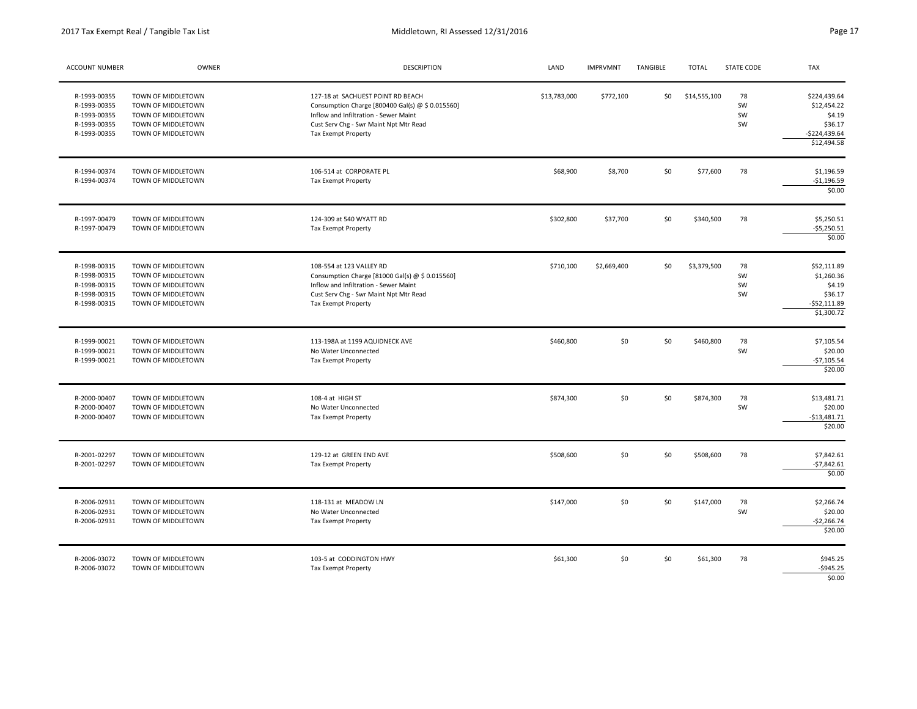| ACCOUNT NUMBER | OWNER | DESCRIPTION | LAND | IMPRVMNT | TANGIBLE | TOTAL | STATE CODE | TAX |
|---|---|---|---|---|---|---|---|---|
| R-1993-00355 | TOWN OF MIDDLETOWN | 127-18 at SACHUEST POINT RD BEACH | $13,783,000 | $772,100 | $0 | $14,555,100 | 78 | $224,439.64 |
| R-1993-00355 | TOWN OF MIDDLETOWN | Consumption Charge [800400 Gal(s) @ $ 0.015560] | | | | | SW | $12,454.22 |
| R-1993-00355 | TOWN OF MIDDLETOWN | Inflow and Infiltration - Sewer Maint | | | | | SW | $4.19 |
| R-1993-00355 | TOWN OF MIDDLETOWN | Cust Serv Chg - Swr Maint Npt Mtr Read | | | | | SW | $36.17 |
| R-1993-00355 | TOWN OF MIDDLETOWN | Tax Exempt Property | | | | | | -$224,439.64 |
| | | | | | | | | $12,494.58 |
| R-1994-00374 | TOWN OF MIDDLETOWN | 106-514 at CORPORATE PL | $68,900 | $8,700 | $0 | $77,600 | 78 | $1,196.59 |
| R-1994-00374 | TOWN OF MIDDLETOWN | Tax Exempt Property | | | | | | -$1,196.59 |
| | | | | | | | | $0.00 |
| R-1997-00479 | TOWN OF MIDDLETOWN | 124-309 at 540 WYATT RD | $302,800 | $37,700 | $0 | $340,500 | 78 | $5,250.51 |
| R-1997-00479 | TOWN OF MIDDLETOWN | Tax Exempt Property | | | | | | -$5,250.51 |
| | | | | | | | | $0.00 |
| R-1998-00315 | TOWN OF MIDDLETOWN | 108-554 at 123 VALLEY RD | $710,100 | $2,669,400 | $0 | $3,379,500 | 78 | $52,111.89 |
| R-1998-00315 | TOWN OF MIDDLETOWN | Consumption Charge [81000 Gal(s) @ $ 0.015560] | | | | | SW | $1,260.36 |
| R-1998-00315 | TOWN OF MIDDLETOWN | Inflow and Infiltration - Sewer Maint | | | | | SW | $4.19 |
| R-1998-00315 | TOWN OF MIDDLETOWN | Cust Serv Chg - Swr Maint Npt Mtr Read | | | | | SW | $36.17 |
| R-1998-00315 | TOWN OF MIDDLETOWN | Tax Exempt Property | | | | | | -$52,111.89 |
| | | | | | | | | $1,300.72 |
| R-1999-00021 | TOWN OF MIDDLETOWN | 113-198A at 1199 AQUIDNECK AVE | $460,800 | $0 | $0 | $460,800 | 78 | $7,105.54 |
| R-1999-00021 | TOWN OF MIDDLETOWN | No Water Unconnected | | | | | SW | $20.00 |
| R-1999-00021 | TOWN OF MIDDLETOWN | Tax Exempt Property | | | | | | -$7,105.54 |
| | | | | | | | | $20.00 |
| R-2000-00407 | TOWN OF MIDDLETOWN | 108-4 at HIGH ST | $874,300 | $0 | $0 | $874,300 | 78 | $13,481.71 |
| R-2000-00407 | TOWN OF MIDDLETOWN | No Water Unconnected | | | | | SW | $20.00 |
| R-2000-00407 | TOWN OF MIDDLETOWN | Tax Exempt Property | | | | | | -$13,481.71 |
| | | | | | | | | $20.00 |
| R-2001-02297 | TOWN OF MIDDLETOWN | 129-12 at GREEN END AVE | $508,600 | $0 | $0 | $508,600 | 78 | $7,842.61 |
| R-2001-02297 | TOWN OF MIDDLETOWN | Tax Exempt Property | | | | | | -$7,842.61 |
| | | | | | | | | $0.00 |
| R-2006-02931 | TOWN OF MIDDLETOWN | 118-131 at MEADOW LN | $147,000 | $0 | $0 | $147,000 | 78 | $2,266.74 |
| R-2006-02931 | TOWN OF MIDDLETOWN | No Water Unconnected | | | | | SW | $20.00 |
| R-2006-02931 | TOWN OF MIDDLETOWN | Tax Exempt Property | | | | | | -$2,266.74 |
| | | | | | | | | $20.00 |
| R-2006-03072 | TOWN OF MIDDLETOWN | 103-5 at CODDINGTON HWY | $61,300 | $0 | $0 | $61,300 | 78 | $945.25 |
| R-2006-03072 | TOWN OF MIDDLETOWN | Tax Exempt Property | | | | | | -$945.25 |
| | | | | | | | | $0.00 |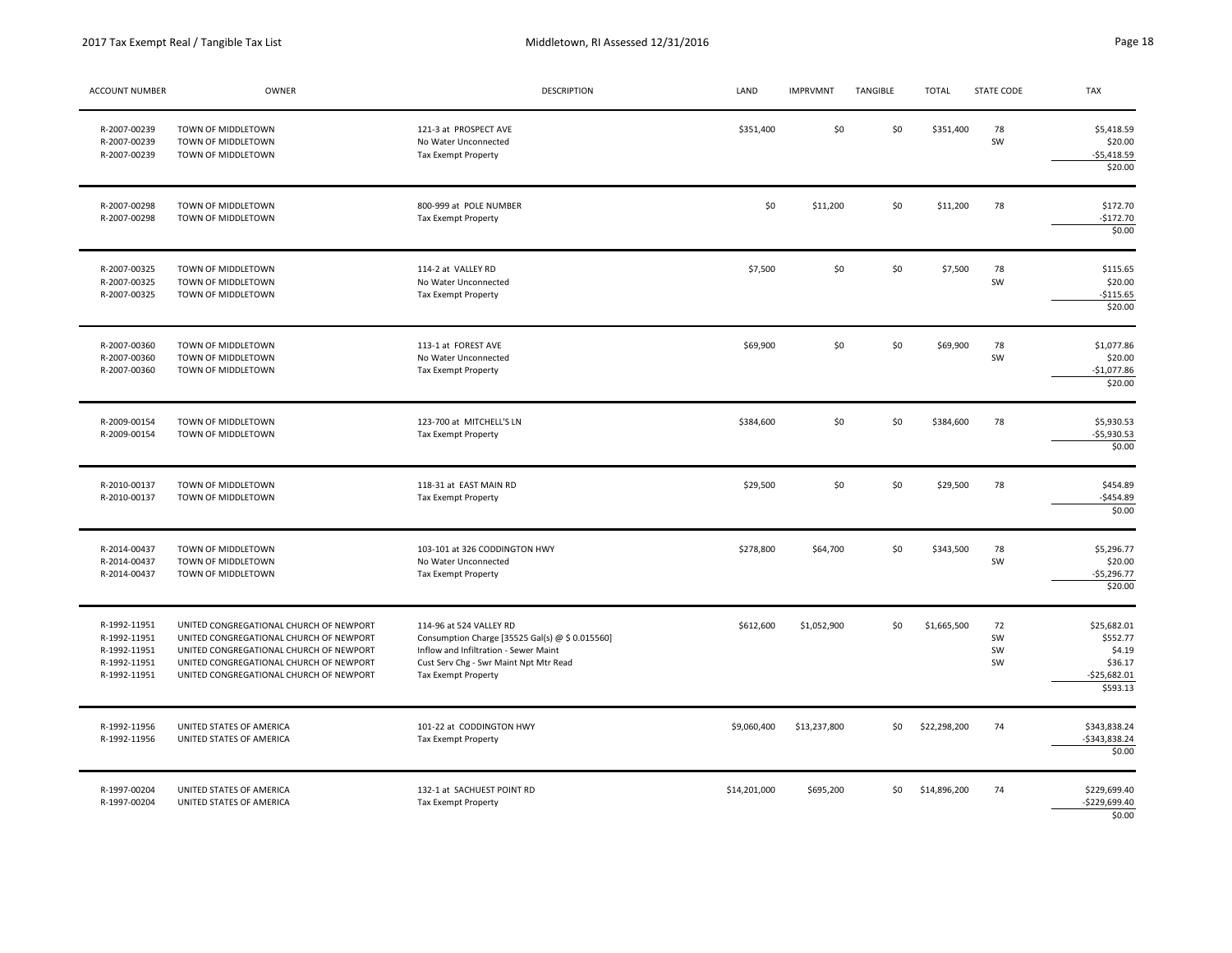| ACCOUNT NUMBER | OWNER | DESCRIPTION | LAND | IMPRVMNT | TANGIBLE | TOTAL | STATE CODE | TAX |
|---|---|---|---|---|---|---|---|---|
| R-2007-00239 | TOWN OF MIDDLETOWN | 121-3 at PROSPECT AVE | $351,400 | $0 | $0 | $351,400 | 78 | $5,418.59 |
| R-2007-00239 | TOWN OF MIDDLETOWN | No Water Unconnected | | | | | SW | $20.00 |
| R-2007-00239 | TOWN OF MIDDLETOWN | Tax Exempt Property | | | | | | -$5,418.59 |
| | | | | | | | | $20.00 |
| R-2007-00298 | TOWN OF MIDDLETOWN | 800-999 at POLE NUMBER | $0 | $11,200 | $0 | $11,200 | 78 | $172.70 |
| R-2007-00298 | TOWN OF MIDDLETOWN | Tax Exempt Property | | | | | | -$172.70 |
| | | | | | | | | $0.00 |
| R-2007-00325 | TOWN OF MIDDLETOWN | 114-2 at VALLEY RD | $7,500 | $0 | $0 | $7,500 | 78 | $115.65 |
| R-2007-00325 | TOWN OF MIDDLETOWN | No Water Unconnected | | | | | SW | $20.00 |
| R-2007-00325 | TOWN OF MIDDLETOWN | Tax Exempt Property | | | | | | -$115.65 |
| | | | | | | | | $20.00 |
| R-2007-00360 | TOWN OF MIDDLETOWN | 113-1 at FOREST AVE | $69,900 | $0 | $0 | $69,900 | 78 | $1,077.86 |
| R-2007-00360 | TOWN OF MIDDLETOWN | No Water Unconnected | | | | | SW | $20.00 |
| R-2007-00360 | TOWN OF MIDDLETOWN | Tax Exempt Property | | | | | | -$1,077.86 |
| | | | | | | | | $20.00 |
| R-2009-00154 | TOWN OF MIDDLETOWN | 123-700 at MITCHELL'S LN | $384,600 | $0 | $0 | $384,600 | 78 | $5,930.53 |
| R-2009-00154 | TOWN OF MIDDLETOWN | Tax Exempt Property | | | | | | -$5,930.53 |
| | | | | | | | | $0.00 |
| R-2010-00137 | TOWN OF MIDDLETOWN | 118-31 at EAST MAIN RD | $29,500 | $0 | $0 | $29,500 | 78 | $454.89 |
| R-2010-00137 | TOWN OF MIDDLETOWN | Tax Exempt Property | | | | | | -$454.89 |
| | | | | | | | | $0.00 |
| R-2014-00437 | TOWN OF MIDDLETOWN | 103-101 at 326 CODDINGTON HWY | $278,800 | $64,700 | $0 | $343,500 | 78 | $5,296.77 |
| R-2014-00437 | TOWN OF MIDDLETOWN | No Water Unconnected | | | | | SW | $20.00 |
| R-2014-00437 | TOWN OF MIDDLETOWN | Tax Exempt Property | | | | | | -$5,296.77 |
| | | | | | | | | $20.00 |
| R-1992-11951 | UNITED CONGREGATIONAL CHURCH OF NEWPORT | 114-96 at 524 VALLEY RD | $612,600 | $1,052,900 | $0 | $1,665,500 | 72 | $25,682.01 |
| R-1992-11951 | UNITED CONGREGATIONAL CHURCH OF NEWPORT | Consumption Charge [35525 Gal(s) @ $ 0.015560] | | | | | SW | $552.77 |
| R-1992-11951 | UNITED CONGREGATIONAL CHURCH OF NEWPORT | Inflow and Infiltration - Sewer Maint | | | | | SW | $4.19 |
| R-1992-11951 | UNITED CONGREGATIONAL CHURCH OF NEWPORT | Cust Serv Chg - Swr Maint Npt Mtr Read | | | | | SW | $36.17 |
| R-1992-11951 | UNITED CONGREGATIONAL CHURCH OF NEWPORT | Tax Exempt Property | | | | | | -$25,682.01 |
| | | | | | | | | $593.13 |
| R-1992-11956 | UNITED STATES OF AMERICA | 101-22 at CODDINGTON HWY | $9,060,400 | $13,237,800 | $0 | $22,298,200 | 74 | $343,838.24 |
| R-1992-11956 | UNITED STATES OF AMERICA | Tax Exempt Property | | | | | | -$343,838.24 |
| | | | | | | | | $0.00 |
| R-1997-00204 | UNITED STATES OF AMERICA | 132-1 at SACHUEST POINT RD | $14,201,000 | $695,200 | $0 | $14,896,200 | 74 | $229,699.40 |
| R-1997-00204 | UNITED STATES OF AMERICA | Tax Exempt Property | | | | | | -$229,699.40 |
| | | | | | | | | $0.00 |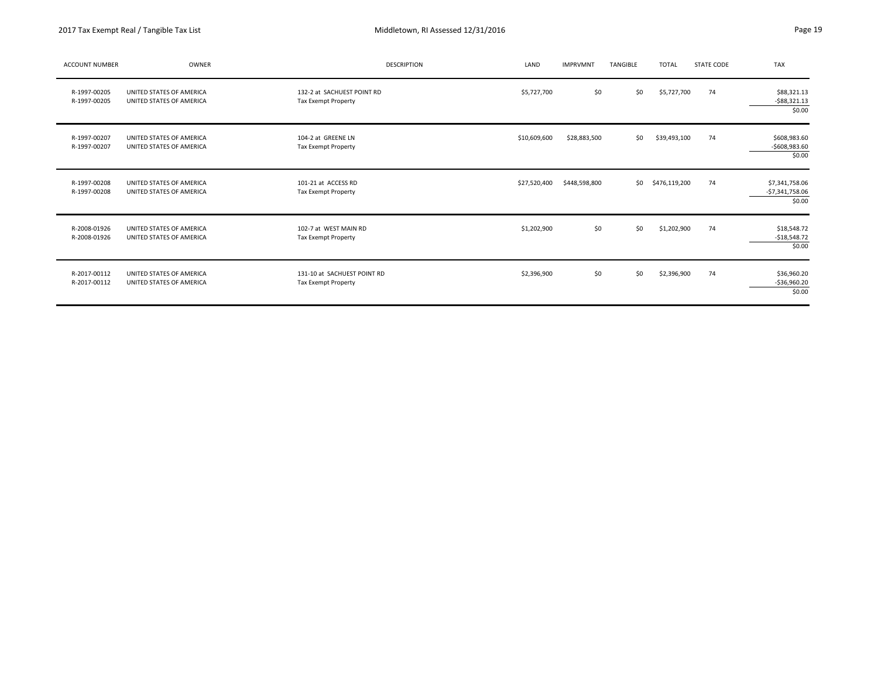| ACCOUNT NUMBER | OWNER | DESCRIPTION | LAND | IMPRVMNT | TANGIBLE | TOTAL | STATE CODE | TAX |
|---|---|---|---|---|---|---|---|---|
| R-1997-00205<br>R-1997-00205 | UNITED STATES OF AMERICA<br>UNITED STATES OF AMERICA | 132-2 at SACHUEST POINT RD<br>Tax Exempt Property | $5,727,700 | $0 | $0 | $5,727,700 | 74 | $88,321.13<br>-$88,321.13<br>$0.00 |
| R-1997-00207<br>R-1997-00207 | UNITED STATES OF AMERICA<br>UNITED STATES OF AMERICA | 104-2 at GREENE LN<br>Tax Exempt Property | $10,609,600 | $28,883,500 | $0 | $39,493,100 | 74 | $608,983.60<br>-$608,983.60<br>$0.00 |
| R-1997-00208<br>R-1997-00208 | UNITED STATES OF AMERICA<br>UNITED STATES OF AMERICA | 101-21 at ACCESS RD<br>Tax Exempt Property | $27,520,400 | $448,598,800 | $0 | $476,119,200 | 74 | $7,341,758.06<br>-$7,341,758.06<br>$0.00 |
| R-2008-01926<br>R-2008-01926 | UNITED STATES OF AMERICA<br>UNITED STATES OF AMERICA | 102-7 at WEST MAIN RD<br>Tax Exempt Property | $1,202,900 | $0 | $0 | $1,202,900 | 74 | $18,548.72<br>-$18,548.72<br>$0.00 |
| R-2017-00112<br>R-2017-00112 | UNITED STATES OF AMERICA<br>UNITED STATES OF AMERICA | 131-10 at SACHUEST POINT RD<br>Tax Exempt Property | $2,396,900 | $0 | $0 | $2,396,900 | 74 | $36,960.20<br>-$36,960.20<br>$0.00 |